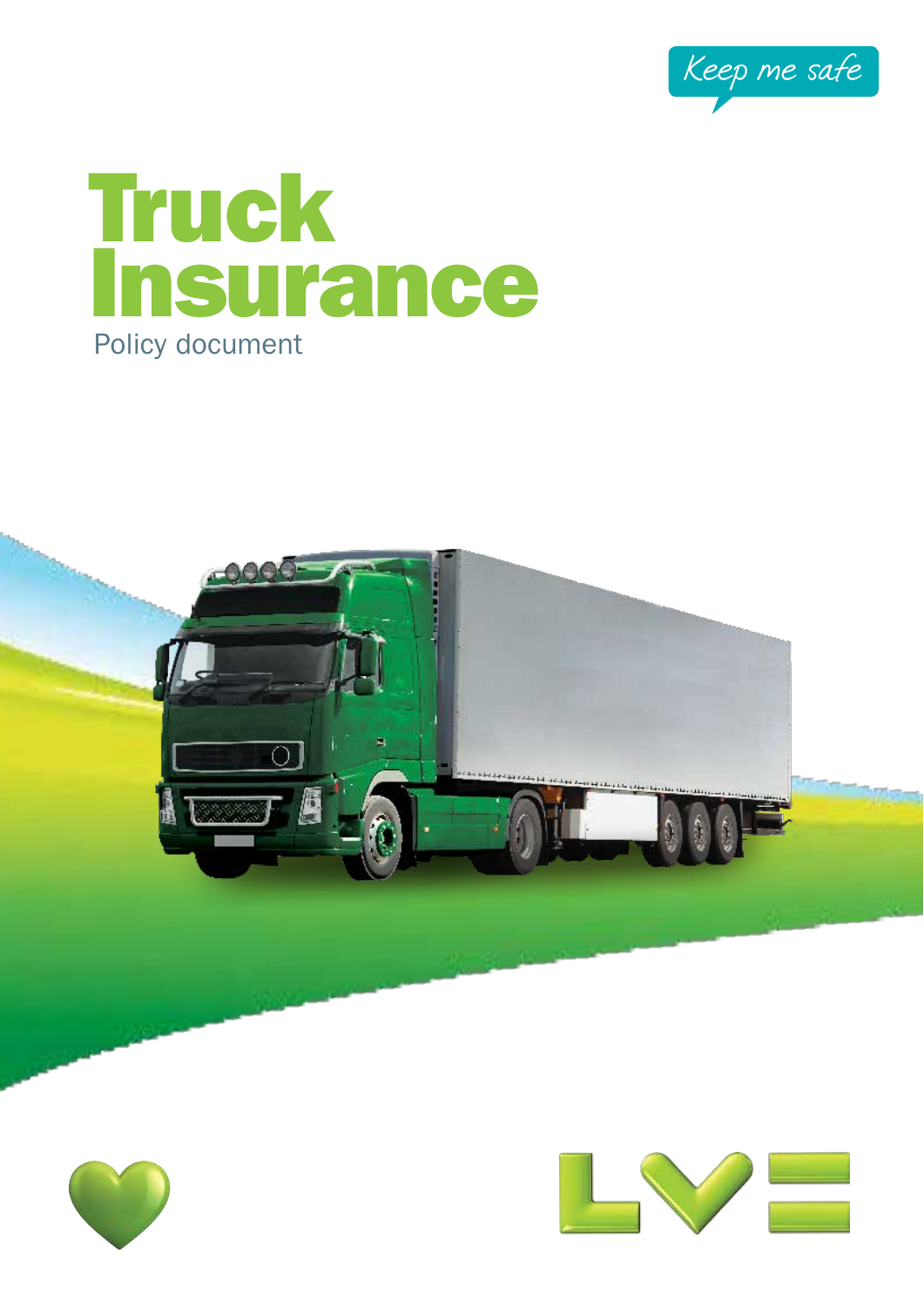Keep me safe

# Truck Insurance

Policy document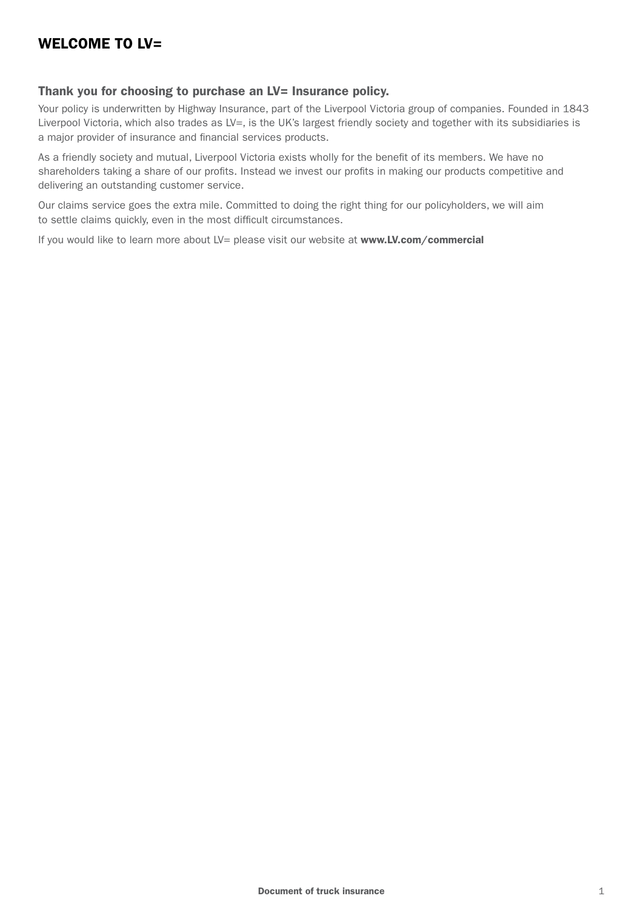# WELCOME TO LV=

## Thank you for choosing to purchase an LV= Insurance policy.

Your policy is underwritten by Highway Insurance, part of the Liverpool Victoria group of companies. Founded in 1843 Liverpool Victoria, which also trades as LV=, is the UK's largest friendly society and together with its subsidiaries is a major provider of insurance and financial services products.

As a friendly society and mutual, Liverpool Victoria exists wholly for the benefit of its members. We have no shareholders taking a share of our profits. Instead we invest our profits in making our products competitive and delivering an outstanding customer service.

Our claims service goes the extra mile. Committed to doing the right thing for our policyholders, we will aim to settle claims quickly, even in the most difficult circumstances.

If you would like to learn more about LV= please visit our website at **www.LV.com/commercial**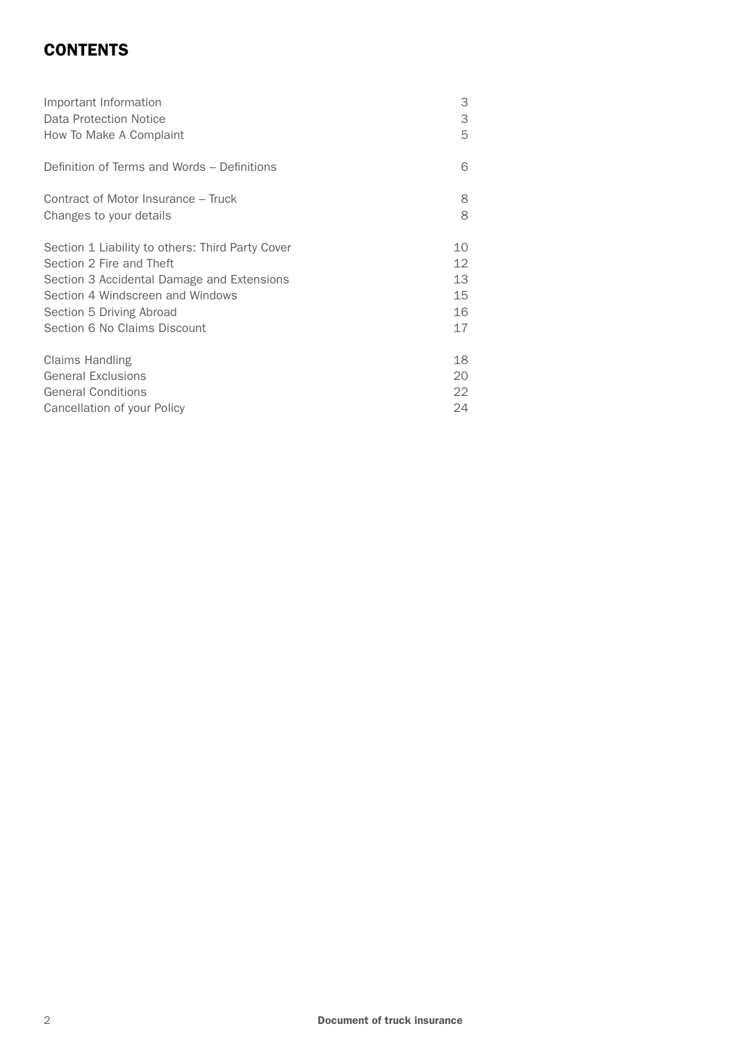# CONTENTS

| | |
|---|---|
| Important Information | 3 |
| Data Protection Notice | 3 |
| How To Make A Complaint | 5 |
| | |
| Definition of Terms and Words – Definitions | 6 |
| | |
| Contract of Motor Insurance – Truck | 8 |
| Changes to your details | 8 |
| | |
| Section 1 Liability to others: Third Party Cover | 10 |
| Section 2 Fire and Theft | 12 |
| Section 3 Accidental Damage and Extensions | 13 |
| Section 4 Windscreen and Windows | 15 |
| Section 5 Driving Abroad | 16 |
| Section 6 No Claims Discount | 17 |
| | |
| Claims Handling | 18 |
| General Exclusions | 20 |
| General Conditions | 22 |
| Cancellation of your Policy | 24 |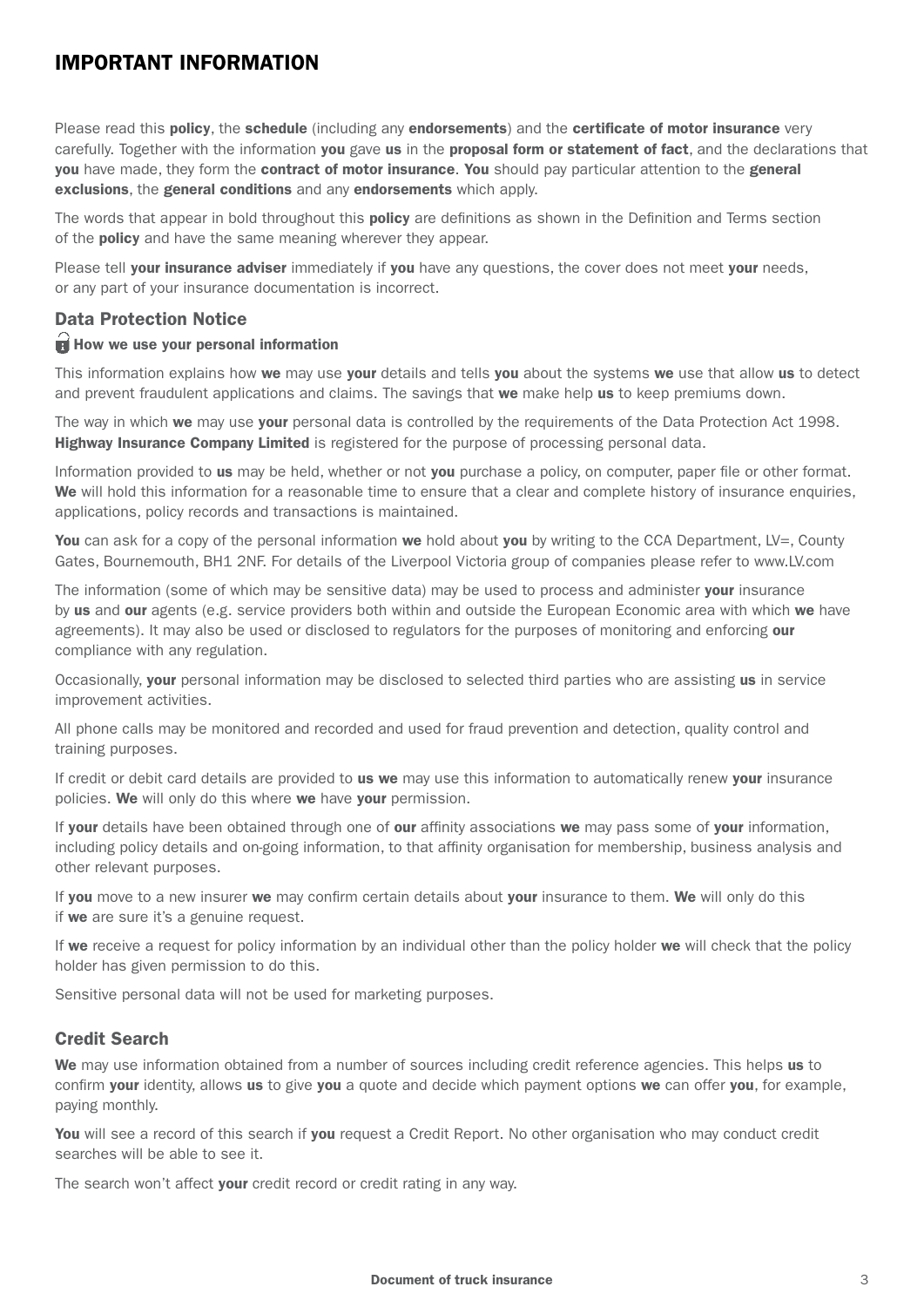# IMPORTANT INFORMATION

Please read this **policy**, the **schedule** (including any **endorsements**) and the **certificate of motor insurance** very carefully. Together with the information **you** gave **us** in the **proposal form or statement of fact**, and the declarations that **you** have made, they form the **contract of motor insurance**. **You** should pay particular attention to the **general exclusions**, the **general conditions** and any **endorsements** which apply.

The words that appear in bold throughout this **policy** are definitions as shown in the Definition and Terms section of the **policy** and have the same meaning wherever they appear.

Please tell **your insurance adviser** immediately if **you** have any questions, the cover does not meet **your** needs, or any part of your insurance documentation is incorrect.

## Data Protection Notice

### How we use your personal information

This information explains how **we** may use **your** details and tells **you** about the systems **we** use that allow **us** to detect and prevent fraudulent applications and claims. The savings that **we** make help **us** to keep premiums down.

The way in which **we** may use **your** personal data is controlled by the requirements of the Data Protection Act 1998. **Highway Insurance Company Limited** is registered for the purpose of processing personal data.

Information provided to **us** may be held, whether or not **you** purchase a policy, on computer, paper file or other format. **We** will hold this information for a reasonable time to ensure that a clear and complete history of insurance enquiries, applications, policy records and transactions is maintained.

**You** can ask for a copy of the personal information **we** hold about **you** by writing to the CCA Department, LV=, County Gates, Bournemouth, BH1 2NF. For details of the Liverpool Victoria group of companies please refer to www.LV.com

The information (some of which may be sensitive data) may be used to process and administer **your** insurance by **us** and **our** agents (e.g. service providers both within and outside the European Economic area with which **we** have agreements). It may also be used or disclosed to regulators for the purposes of monitoring and enforcing **our** compliance with any regulation.

Occasionally, **your** personal information may be disclosed to selected third parties who are assisting **us** in service improvement activities.

All phone calls may be monitored and recorded and used for fraud prevention and detection, quality control and training purposes.

If credit or debit card details are provided to **us we** may use this information to automatically renew **your** insurance policies. **We** will only do this where **we** have **your** permission.

If **your** details have been obtained through one of **our** affinity associations **we** may pass some of **your** information, including policy details and on-going information, to that affinity organisation for membership, business analysis and other relevant purposes.

If **you** move to a new insurer **we** may confirm certain details about **your** insurance to them. **We** will only do this if **we** are sure it's a genuine request.

If **we** receive a request for policy information by an individual other than the policy holder **we** will check that the policy holder has given permission to do this.

Sensitive personal data will not be used for marketing purposes.

## Credit Search

**We** may use information obtained from a number of sources including credit reference agencies. This helps **us** to confirm **your** identity, allows **us** to give **you** a quote and decide which payment options **we** can offer **you**, for example, paying monthly.

**You** will see a record of this search if **you** request a Credit Report. No other organisation who may conduct credit searches will be able to see it.

The search won't affect **your** credit record or credit rating in any way.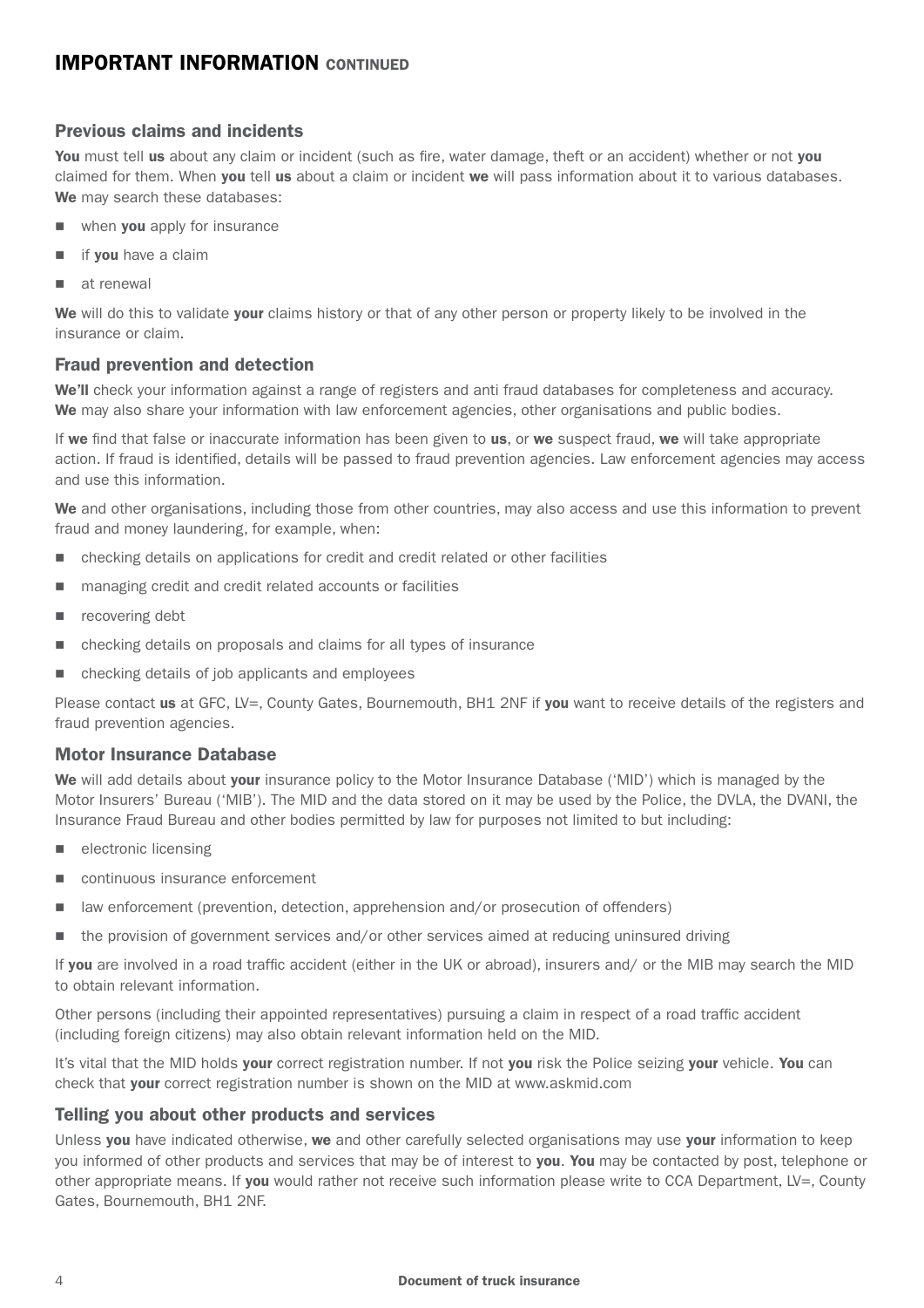## IMPORTANT INFORMATION CONTINUED

### Previous claims and incidents

**You** must tell **us** about any claim or incident (such as fire, water damage, theft or an accident) whether or not **you** claimed for them. When **you** tell **us** about a claim or incident **we** will pass information about it to various databases. **We** may search these databases:

- when **you** apply for insurance
- if **you** have a claim
- at renewal

**We** will do this to validate **your** claims history or that of any other person or property likely to be involved in the insurance or claim.

### Fraud prevention and detection

**We'll** check your information against a range of registers and anti fraud databases for completeness and accuracy. **We** may also share your information with law enforcement agencies, other organisations and public bodies.

If **we** find that false or inaccurate information has been given to **us**, or **we** suspect fraud, **we** will take appropriate action. If fraud is identified, details will be passed to fraud prevention agencies. Law enforcement agencies may access and use this information.

**We** and other organisations, including those from other countries, may also access and use this information to prevent fraud and money laundering, for example, when:

- checking details on applications for credit and credit related or other facilities
- managing credit and credit related accounts or facilities
- recovering debt
- checking details on proposals and claims for all types of insurance
- checking details of job applicants and employees

Please contact **us** at GFC, LV=, County Gates, Bournemouth, BH1 2NF if **you** want to receive details of the registers and fraud prevention agencies.

### Motor Insurance Database

**We** will add details about **your** insurance policy to the Motor Insurance Database ('MID') which is managed by the Motor Insurers' Bureau ('MIB'). The MID and the data stored on it may be used by the Police, the DVLA, the DVANI, the Insurance Fraud Bureau and other bodies permitted by law for purposes not limited to but including:

- electronic licensing
- continuous insurance enforcement
- law enforcement (prevention, detection, apprehension and/or prosecution of offenders)
- the provision of government services and/or other services aimed at reducing uninsured driving

If **you** are involved in a road traffic accident (either in the UK or abroad), insurers and/ or the MIB may search the MID to obtain relevant information.

Other persons (including their appointed representatives) pursuing a claim in respect of a road traffic accident (including foreign citizens) may also obtain relevant information held on the MID.

It's vital that the MID holds **your** correct registration number. If not **you** risk the Police seizing **your** vehicle. **You** can check that **your** correct registration number is shown on the MID at www.askmid.com

### Telling you about other products and services

Unless **you** have indicated otherwise, **we** and other carefully selected organisations may use **your** information to keep you informed of other products and services that may be of interest to **you**. **You** may be contacted by post, telephone or other appropriate means. If **you** would rather not receive such information please write to CCA Department, LV=, County Gates, Bournemouth, BH1 2NF.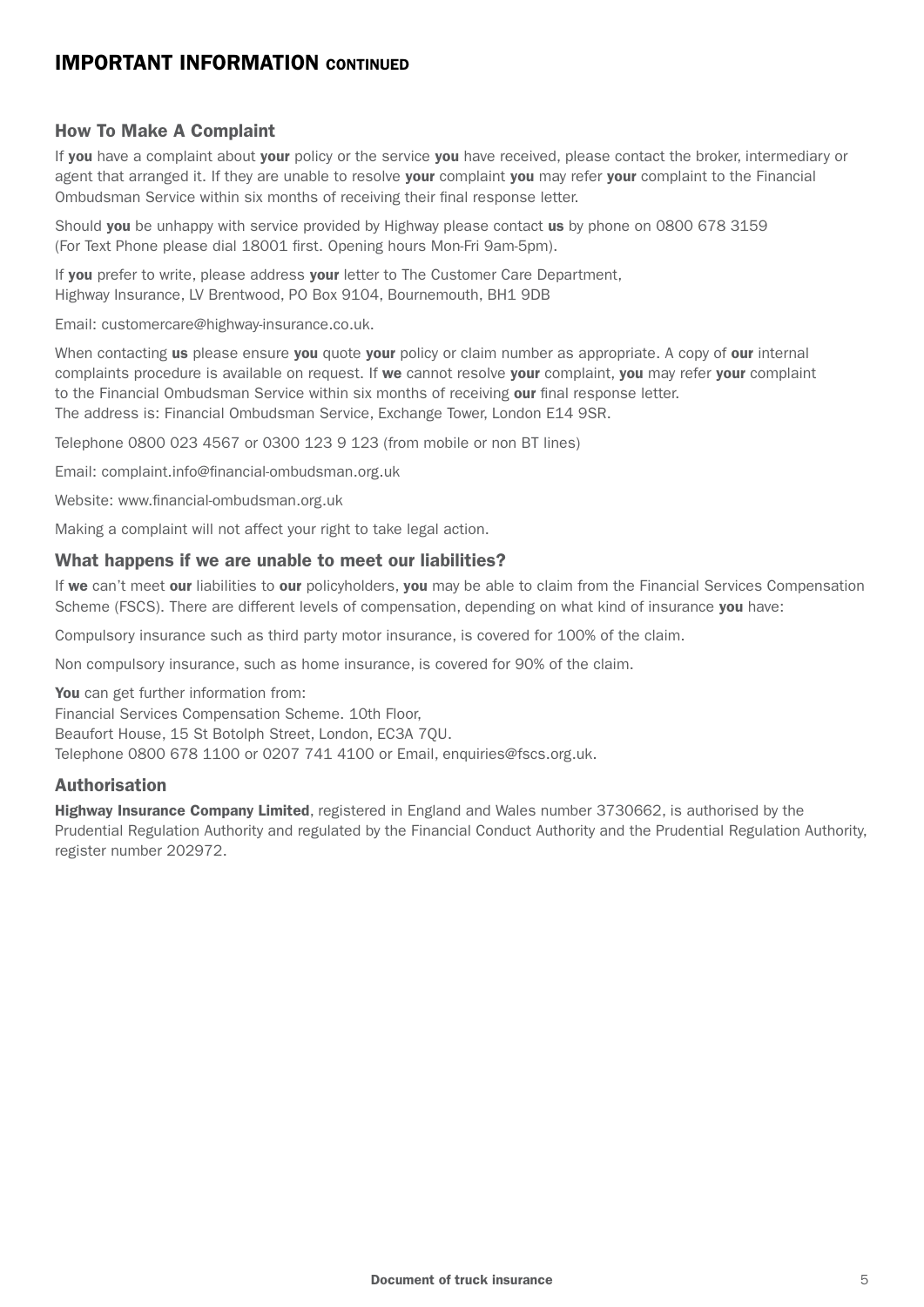## IMPORTANT INFORMATION CONTINUED

### How To Make A Complaint

If **you** have a complaint about **your** policy or the service **you** have received, please contact the broker, intermediary or agent that arranged it. If they are unable to resolve **your** complaint **you** may refer **your** complaint to the Financial Ombudsman Service within six months of receiving their final response letter.

Should **you** be unhappy with service provided by Highway please contact **us** by phone on 0800 678 3159 (For Text Phone please dial 18001 first. Opening hours Mon-Fri 9am-5pm).

If **you** prefer to write, please address **your** letter to The Customer Care Department, Highway Insurance, LV Brentwood, PO Box 9104, Bournemouth, BH1 9DB

Email: customercare@highway-insurance.co.uk.

When contacting **us** please ensure **you** quote **your** policy or claim number as appropriate. A copy of **our** internal complaints procedure is available on request. If **we** cannot resolve **your** complaint, **you** may refer **your** complaint to the Financial Ombudsman Service within six months of receiving **our** final response letter.
The address is: Financial Ombudsman Service, Exchange Tower, London E14 9SR.

Telephone 0800 023 4567 or 0300 123 9 123 (from mobile or non BT lines)

Email: complaint.info@financial-ombudsman.org.uk

Website: www.financial-ombudsman.org.uk

Making a complaint will not affect your right to take legal action.

### What happens if we are unable to meet our liabilities?

If **we** can't meet **our** liabilities to **our** policyholders, **you** may be able to claim from the Financial Services Compensation Scheme (FSCS). There are different levels of compensation, depending on what kind of insurance **you** have:

Compulsory insurance such as third party motor insurance, is covered for 100% of the claim.

Non compulsory insurance, such as home insurance, is covered for 90% of the claim.

**You** can get further information from:
Financial Services Compensation Scheme. 10th Floor,
Beaufort House, 15 St Botolph Street, London, EC3A 7QU.
Telephone 0800 678 1100 or 0207 741 4100 or Email, enquiries@fscs.org.uk.

### Authorisation

**Highway Insurance Company Limited**, registered in England and Wales number 3730662, is authorised by the Prudential Regulation Authority and regulated by the Financial Conduct Authority and the Prudential Regulation Authority, register number 202972.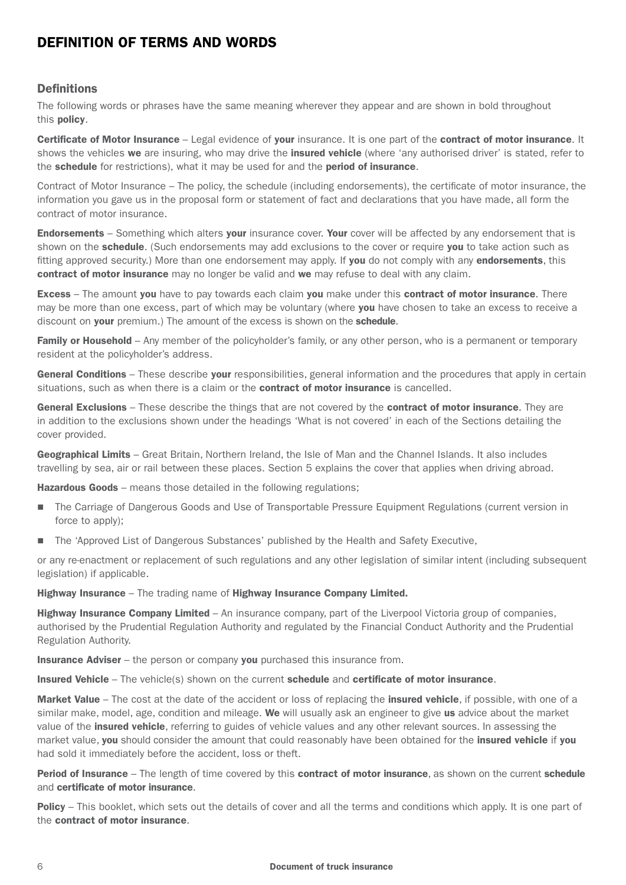# DEFINITION OF TERMS AND WORDS

## Definitions

The following words or phrases have the same meaning wherever they appear and are shown in bold throughout this **policy**.

**Certificate of Motor Insurance** – Legal evidence of **your** insurance. It is one part of the **contract of motor insurance**. It shows the vehicles **we** are insuring, who may drive the **insured vehicle** (where 'any authorised driver' is stated, refer to the **schedule** for restrictions), what it may be used for and the **period of insurance**.

Contract of Motor Insurance – The policy, the schedule (including endorsements), the certificate of motor insurance, the information you gave us in the proposal form or statement of fact and declarations that you have made, all form the contract of motor insurance.

**Endorsements** – Something which alters **your** insurance cover. **Your** cover will be affected by any endorsement that is shown on the **schedule**. (Such endorsements may add exclusions to the cover or require **you** to take action such as fitting approved security.) More than one endorsement may apply. If **you** do not comply with any **endorsements**, this **contract of motor insurance** may no longer be valid and **we** may refuse to deal with any claim.

**Excess** – The amount **you** have to pay towards each claim **you** make under this **contract of motor insurance**. There may be more than one excess, part of which may be voluntary (where **you** have chosen to take an excess to receive a discount on **your** premium.) The amount of the excess is shown on the **schedule**.

**Family or Household** – Any member of the policyholder's family, or any other person, who is a permanent or temporary resident at the policyholder's address.

**General Conditions** – These describe **your** responsibilities, general information and the procedures that apply in certain situations, such as when there is a claim or the **contract of motor insurance** is cancelled.

**General Exclusions** – These describe the things that are not covered by the **contract of motor insurance**. They are in addition to the exclusions shown under the headings 'What is not covered' in each of the Sections detailing the cover provided.

**Geographical Limits** – Great Britain, Northern Ireland, the Isle of Man and the Channel Islands. It also includes travelling by sea, air or rail between these places. Section 5 explains the cover that applies when driving abroad.

**Hazardous Goods** – means those detailed in the following regulations;

- The Carriage of Dangerous Goods and Use of Transportable Pressure Equipment Regulations (current version in force to apply);
- The 'Approved List of Dangerous Substances' published by the Health and Safety Executive,

or any re-enactment or replacement of such regulations and any other legislation of similar intent (including subsequent legislation) if applicable.

**Highway Insurance** – The trading name of **Highway Insurance Company Limited.**

**Highway Insurance Company Limited** – An insurance company, part of the Liverpool Victoria group of companies, authorised by the Prudential Regulation Authority and regulated by the Financial Conduct Authority and the Prudential Regulation Authority.

**Insurance Adviser** – the person or company **you** purchased this insurance from.

**Insured Vehicle** – The vehicle(s) shown on the current **schedule** and **certificate of motor insurance**.

**Market Value** – The cost at the date of the accident or loss of replacing the **insured vehicle**, if possible, with one of a similar make, model, age, condition and mileage. **We** will usually ask an engineer to give **us** advice about the market value of the **insured vehicle**, referring to guides of vehicle values and any other relevant sources. In assessing the market value, **you** should consider the amount that could reasonably have been obtained for the **insured vehicle** if **you** had sold it immediately before the accident, loss or theft.

**Period of Insurance** – The length of time covered by this **contract of motor insurance**, as shown on the current **schedule** and **certificate of motor insurance**.

**Policy** – This booklet, which sets out the details of cover and all the terms and conditions which apply. It is one part of the **contract of motor insurance**.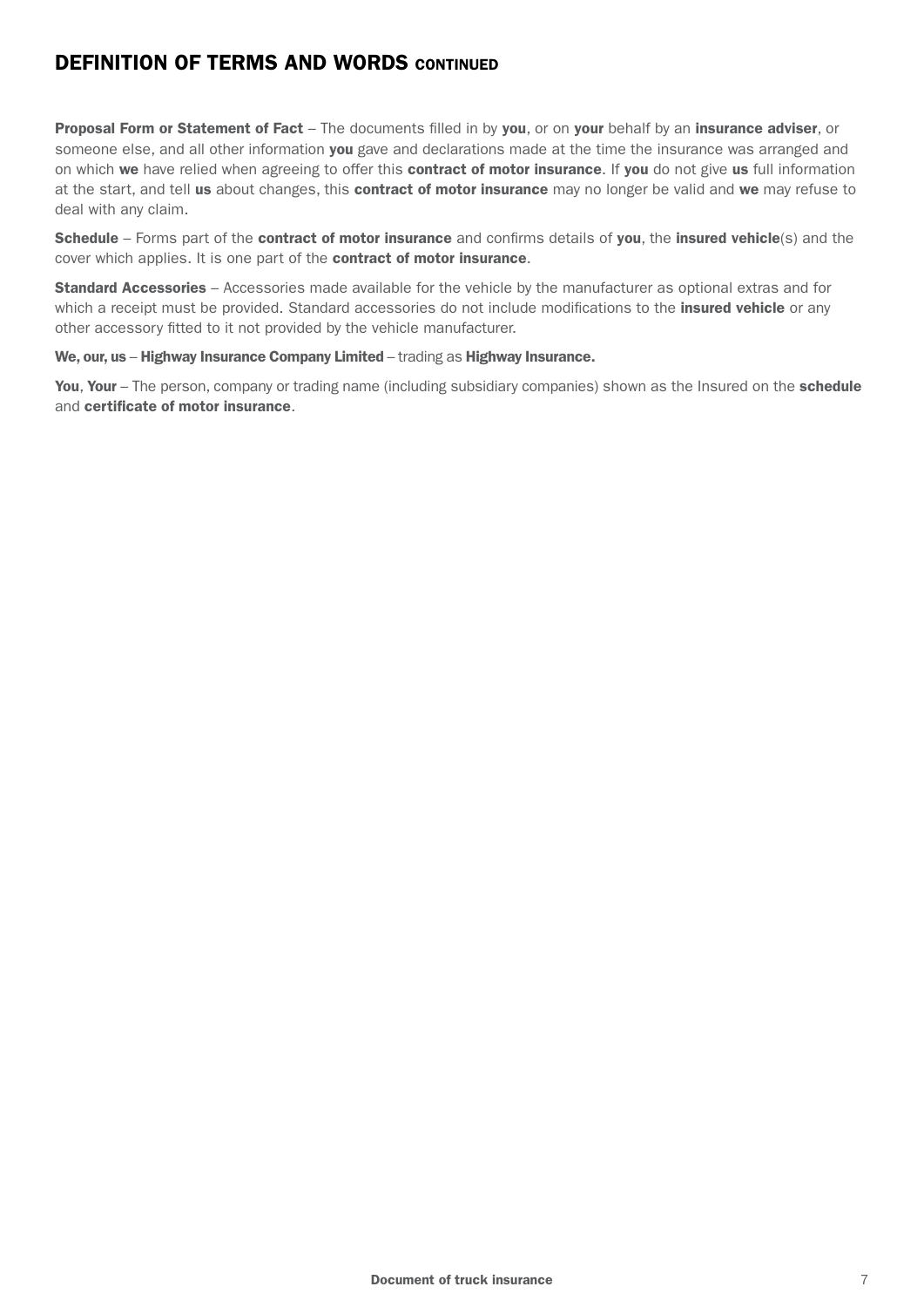## DEFINITION OF TERMS AND WORDS CONTINUED

**Proposal Form or Statement of Fact** – The documents filled in by **you**, or on **your** behalf by an **insurance adviser**, or someone else, and all other information **you** gave and declarations made at the time the insurance was arranged and on which **we** have relied when agreeing to offer this **contract of motor insurance**. If **you** do not give **us** full information at the start, and tell **us** about changes, this **contract of motor insurance** may no longer be valid and **we** may refuse to deal with any claim.

**Schedule** – Forms part of the **contract of motor insurance** and confirms details of **you**, the **insured vehicle**(s) and the cover which applies. It is one part of the **contract of motor insurance**.

**Standard Accessories** – Accessories made available for the vehicle by the manufacturer as optional extras and for which a receipt must be provided. Standard accessories do not include modifications to the **insured vehicle** or any other accessory fitted to it not provided by the vehicle manufacturer.

**We, our, us** – **Highway Insurance Company Limited** – trading as **Highway Insurance.**

**You**, **Your** – The person, company or trading name (including subsidiary companies) shown as the Insured on the **schedule** and **certificate of motor insurance**.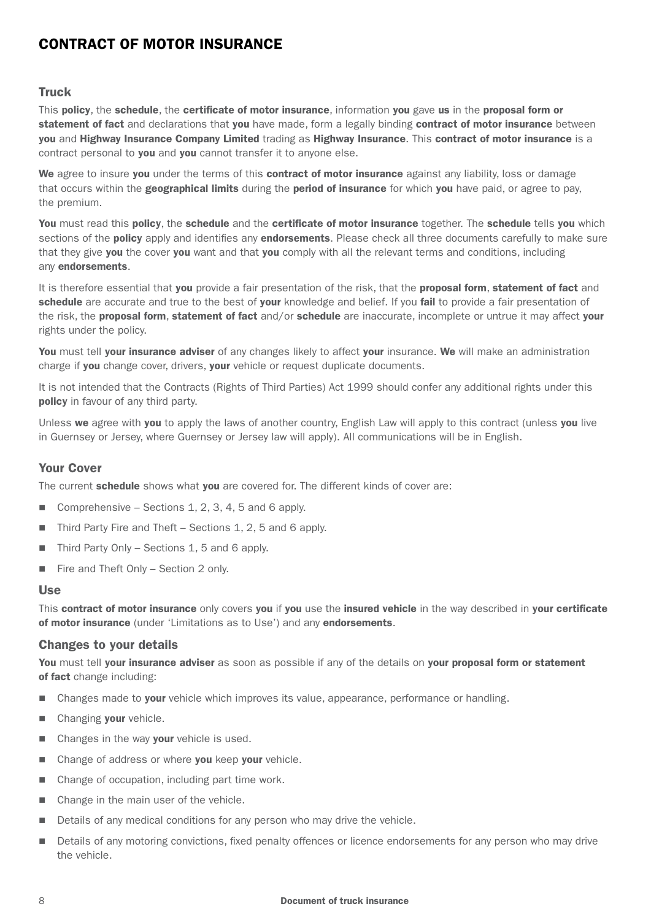# CONTRACT OF MOTOR INSURANCE

## Truck

This **policy**, the **schedule**, the **certificate of motor insurance**, information **you** gave **us** in the **proposal form or statement of fact** and declarations that **you** have made, form a legally binding **contract of motor insurance** between **you** and **Highway Insurance Company Limited** trading as **Highway Insurance**. This **contract of motor insurance** is a contract personal to **you** and **you** cannot transfer it to anyone else.

**We** agree to insure **you** under the terms of this **contract of motor insurance** against any liability, loss or damage that occurs within the **geographical limits** during the **period of insurance** for which **you** have paid, or agree to pay, the premium.

**You** must read this **policy**, the **schedule** and the **certificate of motor insurance** together. The **schedule** tells **you** which sections of the **policy** apply and identifies any **endorsements**. Please check all three documents carefully to make sure that they give **you** the cover **you** want and that **you** comply with all the relevant terms and conditions, including any **endorsements**.

It is therefore essential that **you** provide a fair presentation of the risk, that the **proposal form**, **statement of fact** and **schedule** are accurate and true to the best of **your** knowledge and belief. If you **fail** to provide a fair presentation of the risk, the **proposal form**, **statement of fact** and/or **schedule** are inaccurate, incomplete or untrue it may affect **your** rights under the policy.

**You** must tell **your insurance adviser** of any changes likely to affect **your** insurance. **We** will make an administration charge if **you** change cover, drivers, **your** vehicle or request duplicate documents.

It is not intended that the Contracts (Rights of Third Parties) Act 1999 should confer any additional rights under this **policy** in favour of any third party.

Unless **we** agree with **you** to apply the laws of another country, English Law will apply to this contract (unless **you** live in Guernsey or Jersey, where Guernsey or Jersey law will apply). All communications will be in English.

## Your Cover

The current **schedule** shows what **you** are covered for. The different kinds of cover are:

- Comprehensive – Sections 1, 2, 3, 4, 5 and 6 apply.
- Third Party Fire and Theft – Sections 1, 2, 5 and 6 apply.
- Third Party Only – Sections 1, 5 and 6 apply.
- Fire and Theft Only – Section 2 only.

## Use

This **contract of motor insurance** only covers **you** if **you** use the **insured vehicle** in the way described in **your certificate of motor insurance** (under 'Limitations as to Use') and any **endorsements**.

## Changes to your details

**You** must tell **your insurance adviser** as soon as possible if any of the details on **your proposal form or statement of fact** change including:

- Changes made to **your** vehicle which improves its value, appearance, performance or handling.
- Changing **your** vehicle.
- Changes in the way **your** vehicle is used.
- Change of address or where **you** keep **your** vehicle.
- Change of occupation, including part time work.
- Change in the main user of the vehicle.
- Details of any medical conditions for any person who may drive the vehicle.
- Details of any motoring convictions, fixed penalty offences or licence endorsements for any person who may drive the vehicle.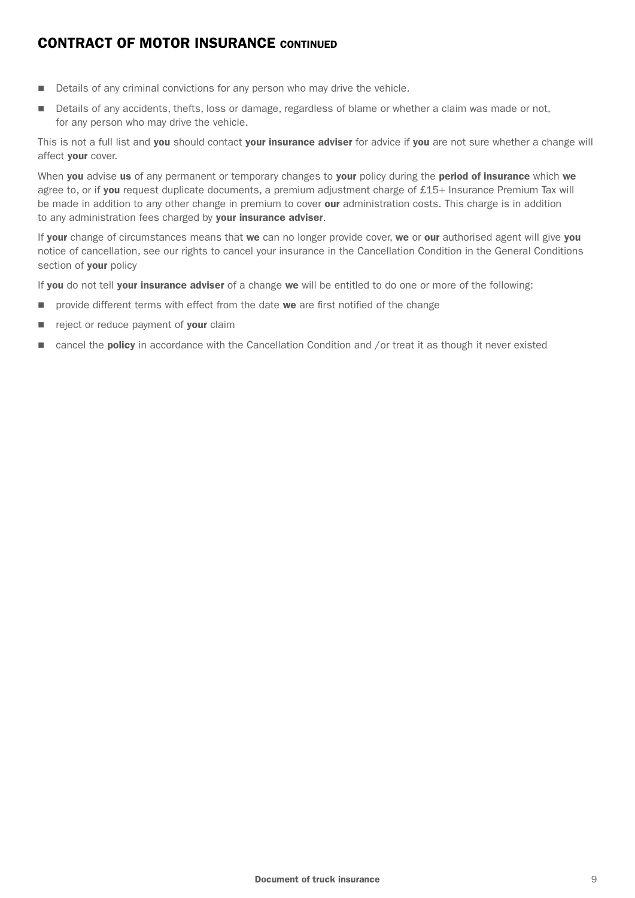## CONTRACT OF MOTOR INSURANCE CONTINUED

- Details of any criminal convictions for any person who may drive the vehicle.
- Details of any accidents, thefts, loss or damage, regardless of blame or whether a claim was made or not, for any person who may drive the vehicle.

This is not a full list and **you** should contact **your insurance adviser** for advice if **you** are not sure whether a change will affect **your** cover.

When **you** advise **us** of any permanent or temporary changes to **your** policy during the **period of insurance** which **we** agree to, or if **you** request duplicate documents, a premium adjustment charge of £15+ Insurance Premium Tax will be made in addition to any other change in premium to cover **our** administration costs. This charge is in addition to any administration fees charged by **your insurance adviser**.

If **your** change of circumstances means that **we** can no longer provide cover, **we** or **our** authorised agent will give **you** notice of cancellation, see our rights to cancel your insurance in the Cancellation Condition in the General Conditions section of **your** policy

If **you** do not tell **your insurance adviser** of a change **we** will be entitled to do one or more of the following:

- provide different terms with effect from the date **we** are first notified of the change
- reject or reduce payment of **your** claim
- cancel the **policy** in accordance with the Cancellation Condition and /or treat it as though it never existed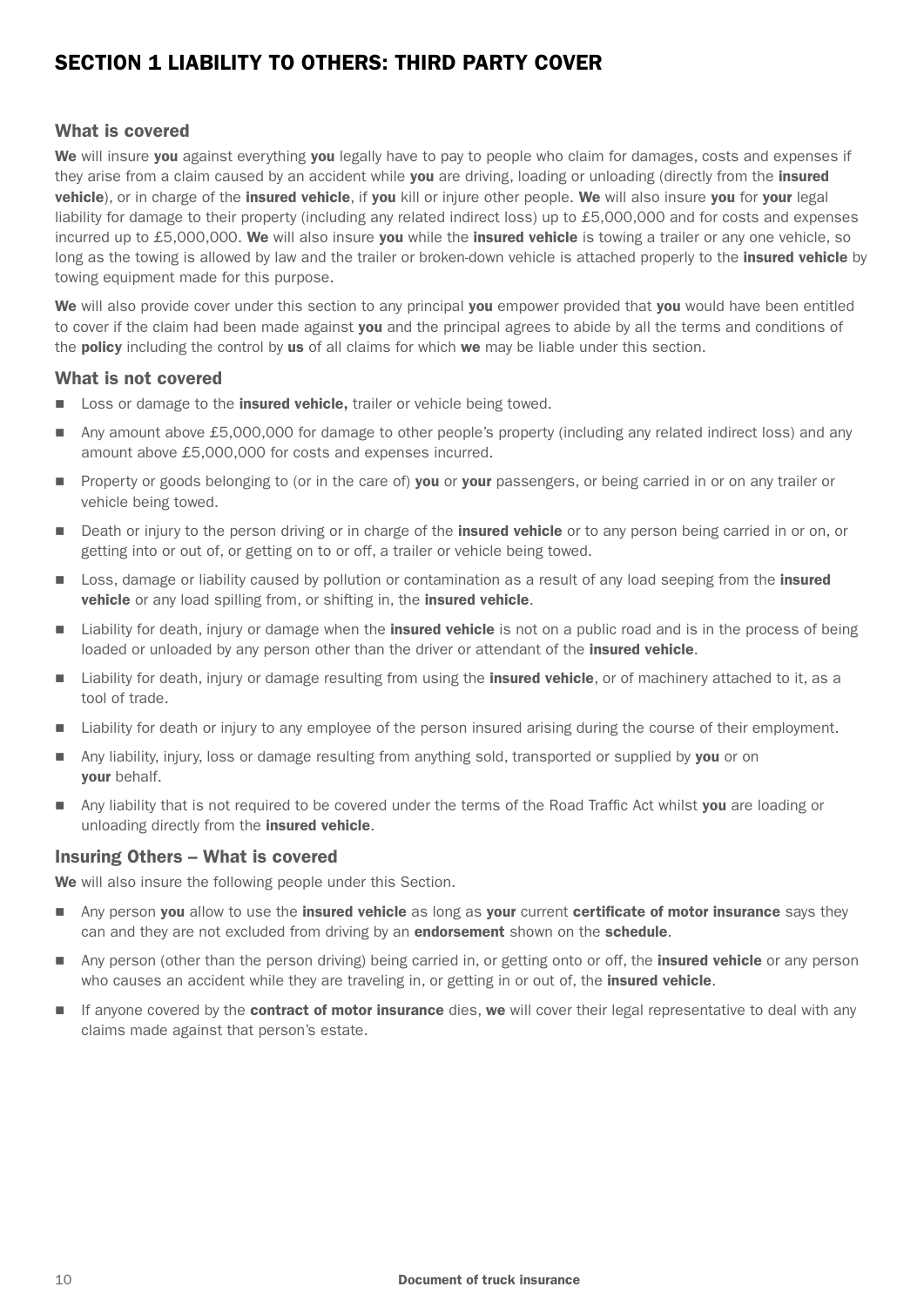# SECTION 1 LIABILITY TO OTHERS: THIRD PARTY COVER

## What is covered

**We** will insure **you** against everything **you** legally have to pay to people who claim for damages, costs and expenses if they arise from a claim caused by an accident while **you** are driving, loading or unloading (directly from the **insured vehicle**), or in charge of the **insured vehicle**, if **you** kill or injure other people. **We** will also insure **you** for **your** legal liability for damage to their property (including any related indirect loss) up to £5,000,000 and for costs and expenses incurred up to £5,000,000. **We** will also insure **you** while the **insured vehicle** is towing a trailer or any one vehicle, so long as the towing is allowed by law and the trailer or broken-down vehicle is attached properly to the **insured vehicle** by towing equipment made for this purpose.

**We** will also provide cover under this section to any principal **you** empower provided that **you** would have been entitled to cover if the claim had been made against **you** and the principal agrees to abide by all the terms and conditions of the **policy** including the control by **us** of all claims for which **we** may be liable under this section.

## What is not covered

- Loss or damage to the **insured vehicle,** trailer or vehicle being towed.
- Any amount above £5,000,000 for damage to other people's property (including any related indirect loss) and any amount above £5,000,000 for costs and expenses incurred.
- Property or goods belonging to (or in the care of) **you** or **your** passengers, or being carried in or on any trailer or vehicle being towed.
- Death or injury to the person driving or in charge of the **insured vehicle** or to any person being carried in or on, or getting into or out of, or getting on to or off, a trailer or vehicle being towed.
- Loss, damage or liability caused by pollution or contamination as a result of any load seeping from the **insured vehicle** or any load spilling from, or shifting in, the **insured vehicle**.
- Liability for death, injury or damage when the **insured vehicle** is not on a public road and is in the process of being loaded or unloaded by any person other than the driver or attendant of the **insured vehicle**.
- Liability for death, injury or damage resulting from using the **insured vehicle**, or of machinery attached to it, as a tool of trade.
- Liability for death or injury to any employee of the person insured arising during the course of their employment.
- Any liability, injury, loss or damage resulting from anything sold, transported or supplied by **you** or on **your** behalf.
- Any liability that is not required to be covered under the terms of the Road Traffic Act whilst **you** are loading or unloading directly from the **insured vehicle**.

## Insuring Others – What is covered

**We** will also insure the following people under this Section.

- Any person **you** allow to use the **insured vehicle** as long as **your** current **certificate of motor insurance** says they can and they are not excluded from driving by an **endorsement** shown on the **schedule**.
- Any person (other than the person driving) being carried in, or getting onto or off, the **insured vehicle** or any person who causes an accident while they are traveling in, or getting in or out of, the **insured vehicle**.
- If anyone covered by the **contract of motor insurance** dies, **we** will cover their legal representative to deal with any claims made against that person's estate.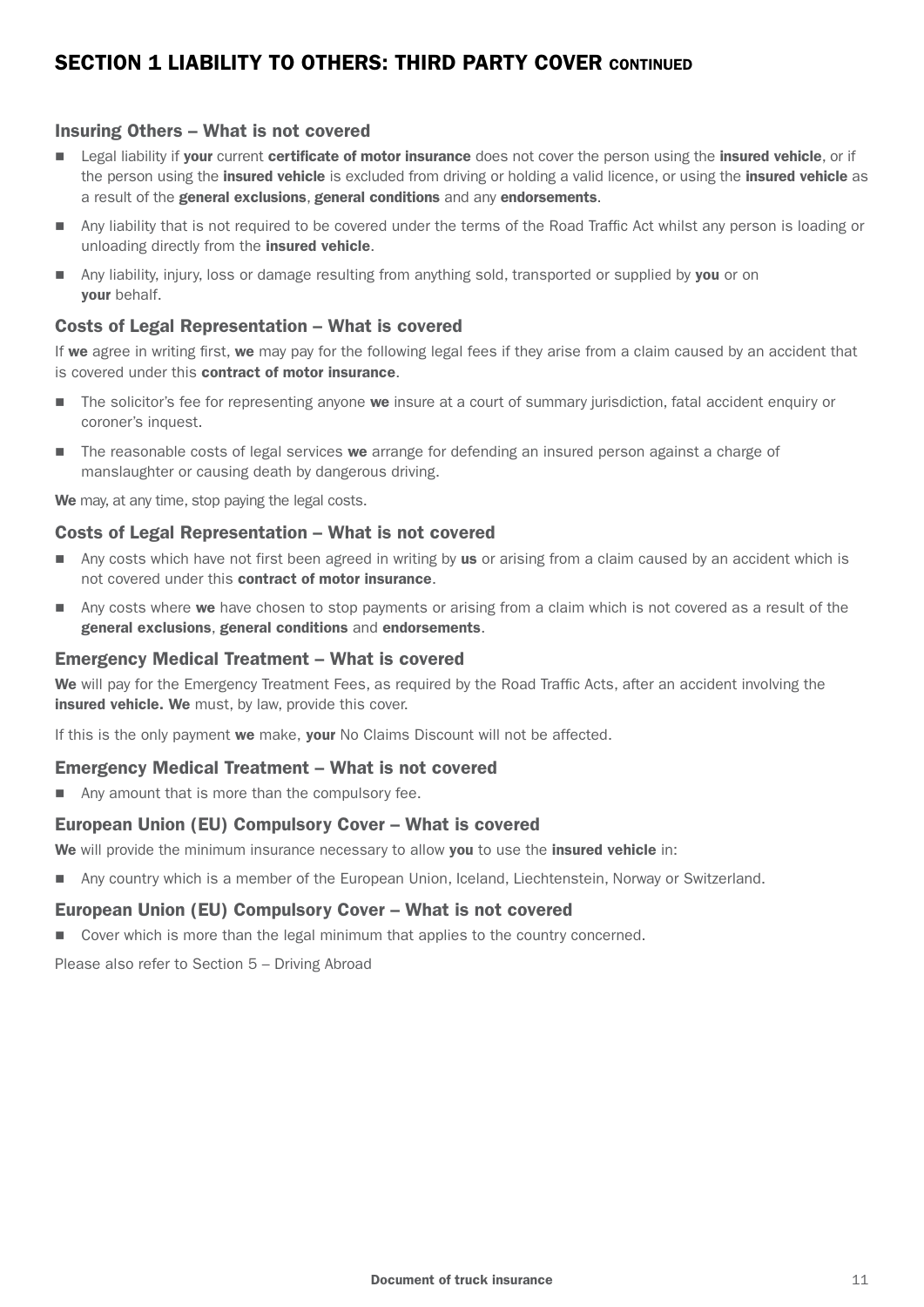## SECTION 1 LIABILITY TO OTHERS: THIRD PARTY COVER CONTINUED

### Insuring Others – What is not covered

- Legal liability if **your** current **certificate of motor insurance** does not cover the person using the **insured vehicle**, or if the person using the **insured vehicle** is excluded from driving or holding a valid licence, or using the **insured vehicle** as a result of the **general exclusions**, **general conditions** and any **endorsements**.
- Any liability that is not required to be covered under the terms of the Road Traffic Act whilst any person is loading or unloading directly from the **insured vehicle**.
- Any liability, injury, loss or damage resulting from anything sold, transported or supplied by **you** or on **your** behalf.

### Costs of Legal Representation – What is covered

If **we** agree in writing first, **we** may pay for the following legal fees if they arise from a claim caused by an accident that is covered under this **contract of motor insurance**.

- The solicitor's fee for representing anyone **we** insure at a court of summary jurisdiction, fatal accident enquiry or coroner's inquest.
- The reasonable costs of legal services **we** arrange for defending an insured person against a charge of manslaughter or causing death by dangerous driving.

**We** may, at any time, stop paying the legal costs.

### Costs of Legal Representation – What is not covered

- Any costs which have not first been agreed in writing by **us** or arising from a claim caused by an accident which is not covered under this **contract of motor insurance**.
- Any costs where **we** have chosen to stop payments or arising from a claim which is not covered as a result of the **general exclusions**, **general conditions** and **endorsements**.

### Emergency Medical Treatment – What is covered

**We** will pay for the Emergency Treatment Fees, as required by the Road Traffic Acts, after an accident involving the **insured vehicle. We** must, by law, provide this cover.

If this is the only payment **we** make, **your** No Claims Discount will not be affected.

### Emergency Medical Treatment – What is not covered

- Any amount that is more than the compulsory fee.

### European Union (EU) Compulsory Cover – What is covered

**We** will provide the minimum insurance necessary to allow **you** to use the **insured vehicle** in:

- Any country which is a member of the European Union, Iceland, Liechtenstein, Norway or Switzerland.

### European Union (EU) Compulsory Cover – What is not covered

- Cover which is more than the legal minimum that applies to the country concerned.

Please also refer to Section 5 – Driving Abroad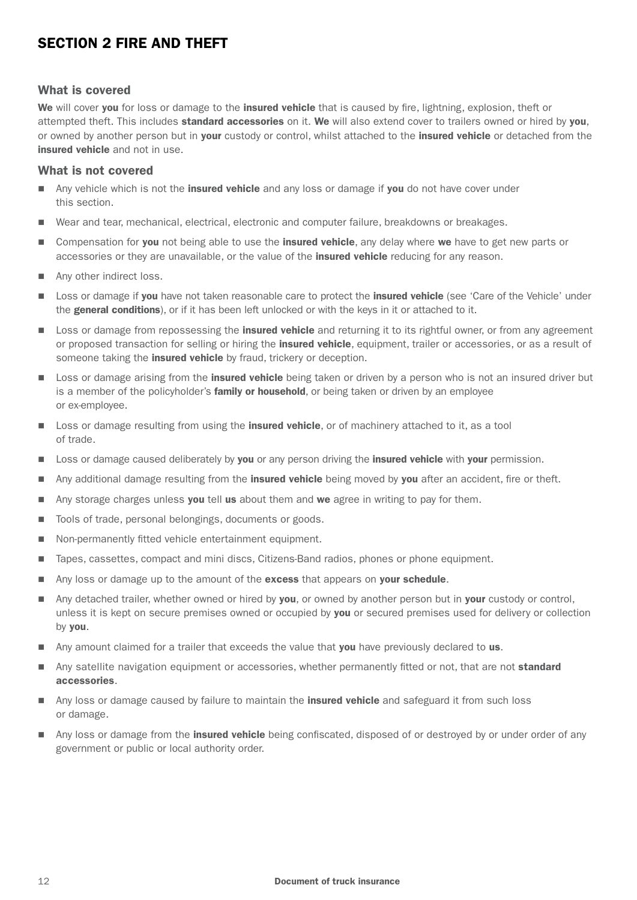## SECTION 2 FIRE AND THEFT

### What is covered

**We** will cover **you** for loss or damage to the **insured vehicle** that is caused by fire, lightning, explosion, theft or attempted theft. This includes **standard accessories** on it. **We** will also extend cover to trailers owned or hired by **you**, or owned by another person but in **your** custody or control, whilst attached to the **insured vehicle** or detached from the **insured vehicle** and not in use.

### What is not covered

- Any vehicle which is not the **insured vehicle** and any loss or damage if **you** do not have cover under this section.
- Wear and tear, mechanical, electrical, electronic and computer failure, breakdowns or breakages.
- Compensation for **you** not being able to use the **insured vehicle**, any delay where **we** have to get new parts or accessories or they are unavailable, or the value of the **insured vehicle** reducing for any reason.
- Any other indirect loss.
- Loss or damage if **you** have not taken reasonable care to protect the **insured vehicle** (see 'Care of the Vehicle' under the **general conditions**), or if it has been left unlocked or with the keys in it or attached to it.
- Loss or damage from repossessing the **insured vehicle** and returning it to its rightful owner, or from any agreement or proposed transaction for selling or hiring the **insured vehicle**, equipment, trailer or accessories, or as a result of someone taking the **insured vehicle** by fraud, trickery or deception.
- Loss or damage arising from the **insured vehicle** being taken or driven by a person who is not an insured driver but is a member of the policyholder's **family or household**, or being taken or driven by an employee or ex-employee.
- Loss or damage resulting from using the **insured vehicle**, or of machinery attached to it, as a tool of trade.
- Loss or damage caused deliberately by **you** or any person driving the **insured vehicle** with **your** permission.
- Any additional damage resulting from the **insured vehicle** being moved by **you** after an accident, fire or theft.
- Any storage charges unless **you** tell **us** about them and **we** agree in writing to pay for them.
- Tools of trade, personal belongings, documents or goods.
- Non-permanently fitted vehicle entertainment equipment.
- Tapes, cassettes, compact and mini discs, Citizens-Band radios, phones or phone equipment.
- Any loss or damage up to the amount of the **excess** that appears on **your schedule**.
- Any detached trailer, whether owned or hired by **you**, or owned by another person but in **your** custody or control, unless it is kept on secure premises owned or occupied by **you** or secured premises used for delivery or collection by **you**.
- Any amount claimed for a trailer that exceeds the value that **you** have previously declared to **us**.
- Any satellite navigation equipment or accessories, whether permanently fitted or not, that are not **standard accessories**.
- Any loss or damage caused by failure to maintain the **insured vehicle** and safeguard it from such loss or damage.
- Any loss or damage from the **insured vehicle** being confiscated, disposed of or destroyed by or under order of any government or public or local authority order.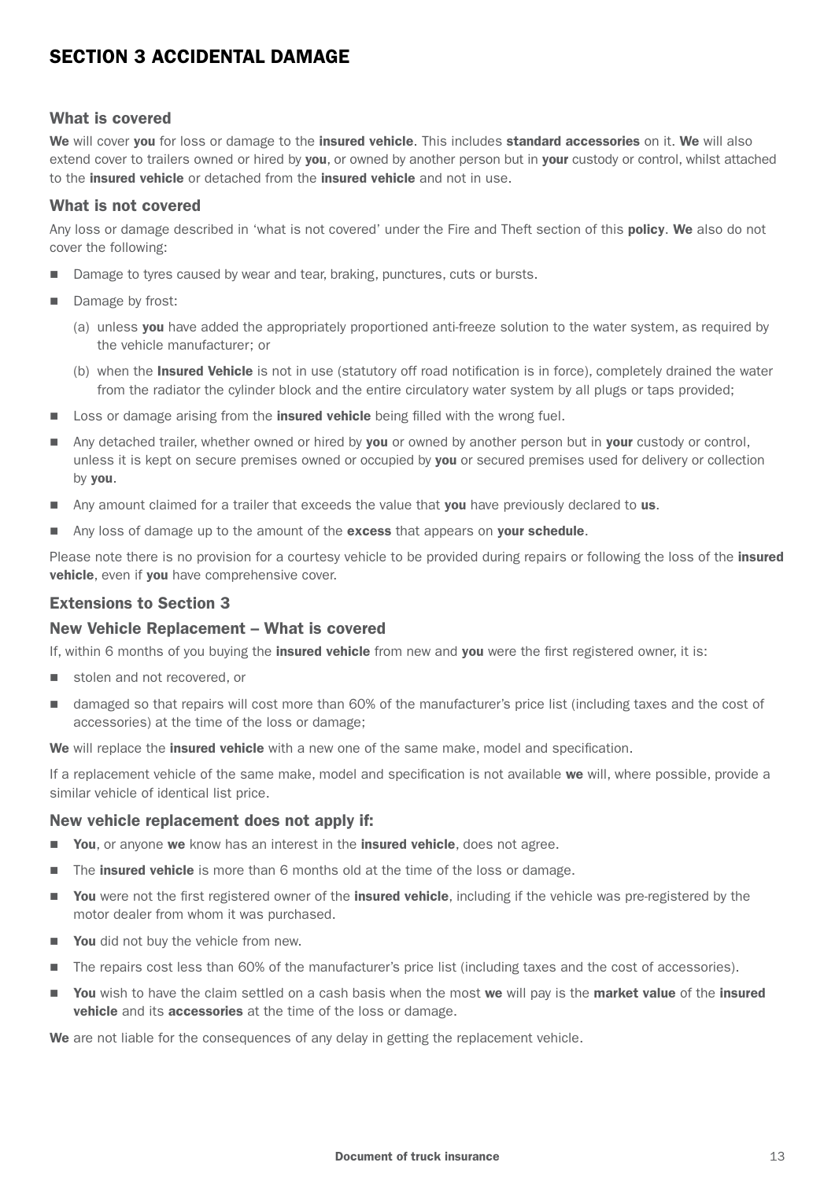# SECTION 3 ACCIDENTAL DAMAGE

### What is covered

**We** will cover **you** for loss or damage to the **insured vehicle**. This includes **standard accessories** on it. **We** will also extend cover to trailers owned or hired by **you**, or owned by another person but in **your** custody or control, whilst attached to the **insured vehicle** or detached from the **insured vehicle** and not in use.

### What is not covered

Any loss or damage described in 'what is not covered' under the Fire and Theft section of this **policy**. **We** also do not cover the following:

- Damage to tyres caused by wear and tear, braking, punctures, cuts or bursts.
- Damage by frost:
  - (a) unless **you** have added the appropriately proportioned anti-freeze solution to the water system, as required by the vehicle manufacturer; or
  - (b) when the **Insured Vehicle** is not in use (statutory off road notification is in force), completely drained the water from the radiator the cylinder block and the entire circulatory water system by all plugs or taps provided;
- Loss or damage arising from the **insured vehicle** being filled with the wrong fuel.
- Any detached trailer, whether owned or hired by **you** or owned by another person but in **your** custody or control, unless it is kept on secure premises owned or occupied by **you** or secured premises used for delivery or collection by **you**.
- Any amount claimed for a trailer that exceeds the value that **you** have previously declared to **us**.
- Any loss of damage up to the amount of the **excess** that appears on **your schedule**.

Please note there is no provision for a courtesy vehicle to be provided during repairs or following the loss of the **insured vehicle**, even if **you** have comprehensive cover.

### Extensions to Section 3

### New Vehicle Replacement – What is covered

If, within 6 months of you buying the **insured vehicle** from new and **you** were the first registered owner, it is:

- stolen and not recovered, or
- damaged so that repairs will cost more than 60% of the manufacturer's price list (including taxes and the cost of accessories) at the time of the loss or damage;

**We** will replace the **insured vehicle** with a new one of the same make, model and specification.

If a replacement vehicle of the same make, model and specification is not available **we** will, where possible, provide a similar vehicle of identical list price.

### New vehicle replacement does not apply if:

- **You**, or anyone **we** know has an interest in the **insured vehicle**, does not agree.
- The **insured vehicle** is more than 6 months old at the time of the loss or damage.
- **You** were not the first registered owner of the **insured vehicle**, including if the vehicle was pre-registered by the motor dealer from whom it was purchased.
- **You** did not buy the vehicle from new.
- The repairs cost less than 60% of the manufacturer's price list (including taxes and the cost of accessories).
- **You** wish to have the claim settled on a cash basis when the most **we** will pay is the **market value** of the **insured vehicle** and its **accessories** at the time of the loss or damage.

**We** are not liable for the consequences of any delay in getting the replacement vehicle.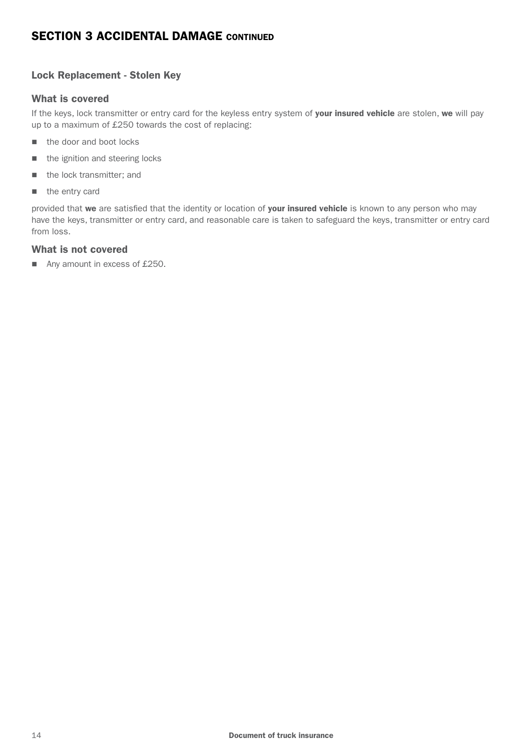# SECTION 3 ACCIDENTAL DAMAGE CONTINUED

### Lock Replacement - Stolen Key

### What is covered

If the keys, lock transmitter or entry card for the keyless entry system of **your insured vehicle** are stolen, **we** will pay up to a maximum of £250 towards the cost of replacing:

- the door and boot locks
- the ignition and steering locks
- the lock transmitter; and
- the entry card

provided that **we** are satisfied that the identity or location of **your insured vehicle** is known to any person who may have the keys, transmitter or entry card, and reasonable care is taken to safeguard the keys, transmitter or entry card from loss.

### What is not covered

- Any amount in excess of £250.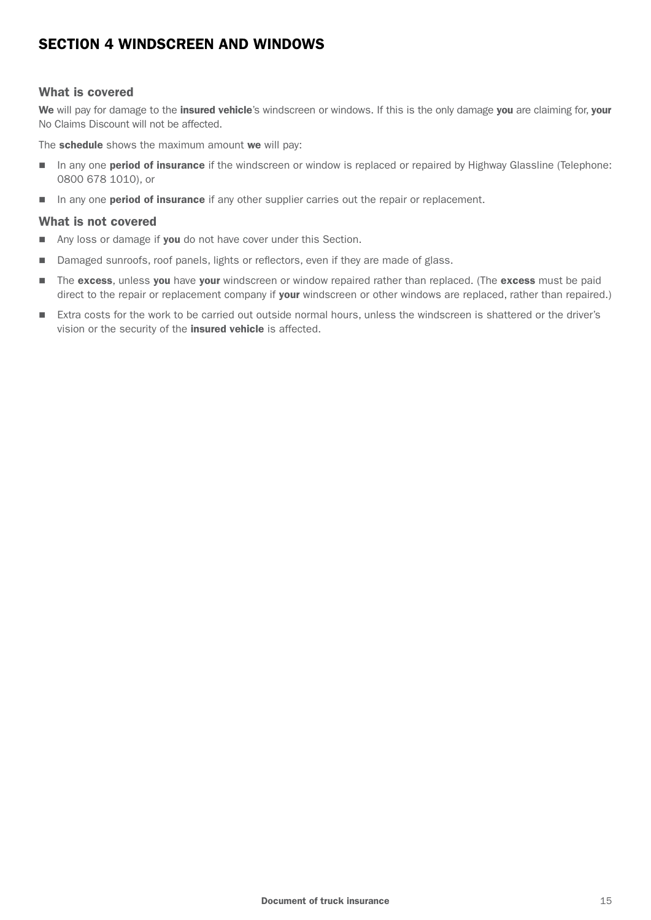# SECTION 4 WINDSCREEN AND WINDOWS

### What is covered

**We** will pay for damage to the **insured vehicle**'s windscreen or windows. If this is the only damage **you** are claiming for, **your** No Claims Discount will not be affected.

The **schedule** shows the maximum amount **we** will pay:

- In any one **period of insurance** if the windscreen or window is replaced or repaired by Highway Glassline (Telephone: 0800 678 1010), or
- In any one **period of insurance** if any other supplier carries out the repair or replacement.

### What is not covered

- Any loss or damage if **you** do not have cover under this Section.
- Damaged sunroofs, roof panels, lights or reflectors, even if they are made of glass.
- The **excess**, unless **you** have **your** windscreen or window repaired rather than replaced. (The **excess** must be paid direct to the repair or replacement company if **your** windscreen or other windows are replaced, rather than repaired.)
- Extra costs for the work to be carried out outside normal hours, unless the windscreen is shattered or the driver's vision or the security of the **insured vehicle** is affected.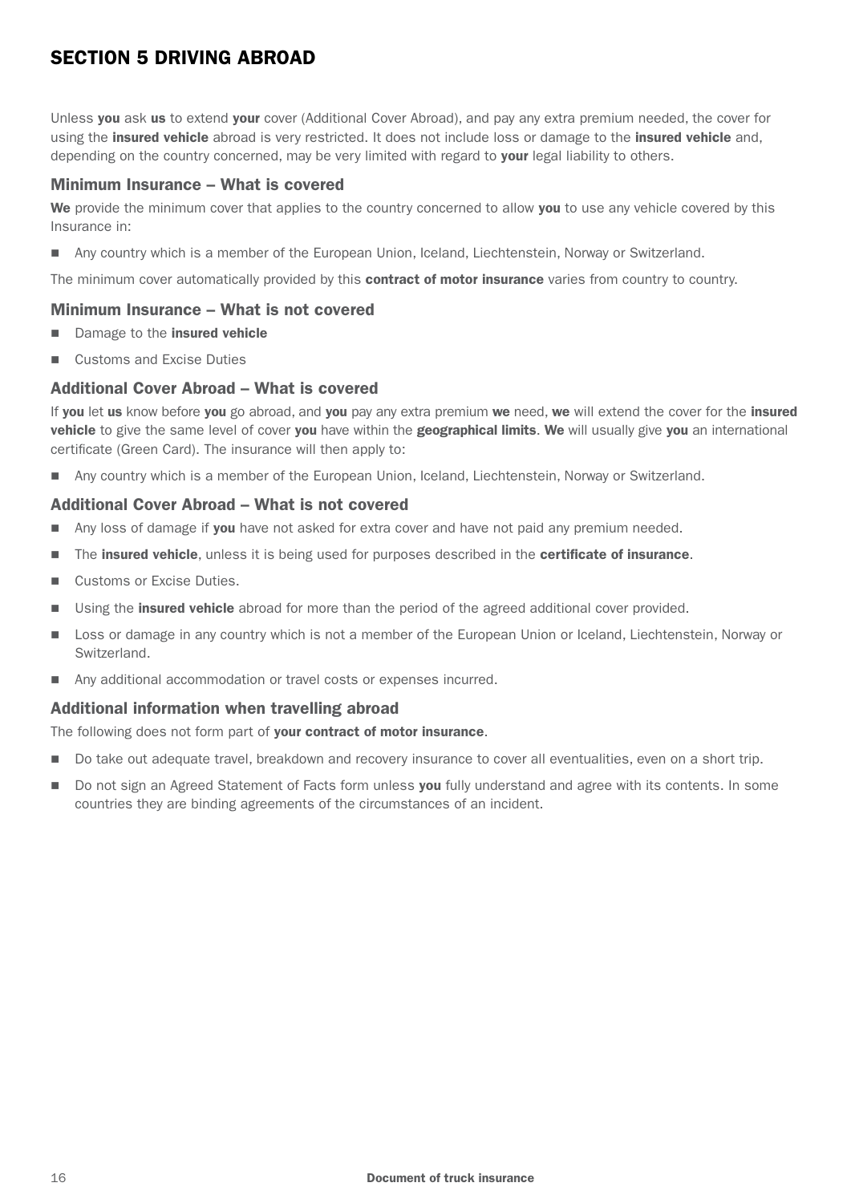# SECTION 5 DRIVING ABROAD

Unless **you** ask **us** to extend **your** cover (Additional Cover Abroad), and pay any extra premium needed, the cover for using the **insured vehicle** abroad is very restricted. It does not include loss or damage to the **insured vehicle** and, depending on the country concerned, may be very limited with regard to **your** legal liability to others.

### Minimum Insurance – What is covered

**We** provide the minimum cover that applies to the country concerned to allow **you** to use any vehicle covered by this Insurance in:

- Any country which is a member of the European Union, Iceland, Liechtenstein, Norway or Switzerland.

The minimum cover automatically provided by this **contract of motor insurance** varies from country to country.

### Minimum Insurance – What is not covered

- Damage to the **insured vehicle**
- Customs and Excise Duties

### Additional Cover Abroad – What is covered

If **you** let **us** know before **you** go abroad, and **you** pay any extra premium **we** need, **we** will extend the cover for the **insured vehicle** to give the same level of cover **you** have within the **geographical limits**. **We** will usually give **you** an international certificate (Green Card). The insurance will then apply to:

- Any country which is a member of the European Union, Iceland, Liechtenstein, Norway or Switzerland.

### Additional Cover Abroad – What is not covered

- Any loss of damage if **you** have not asked for extra cover and have not paid any premium needed.
- The **insured vehicle**, unless it is being used for purposes described in the **certificate of insurance**.
- Customs or Excise Duties.
- Using the **insured vehicle** abroad for more than the period of the agreed additional cover provided.
- Loss or damage in any country which is not a member of the European Union or Iceland, Liechtenstein, Norway or Switzerland.
- Any additional accommodation or travel costs or expenses incurred.

### Additional information when travelling abroad

The following does not form part of **your contract of motor insurance**.

- Do take out adequate travel, breakdown and recovery insurance to cover all eventualities, even on a short trip.
- Do not sign an Agreed Statement of Facts form unless **you** fully understand and agree with its contents. In some countries they are binding agreements of the circumstances of an incident.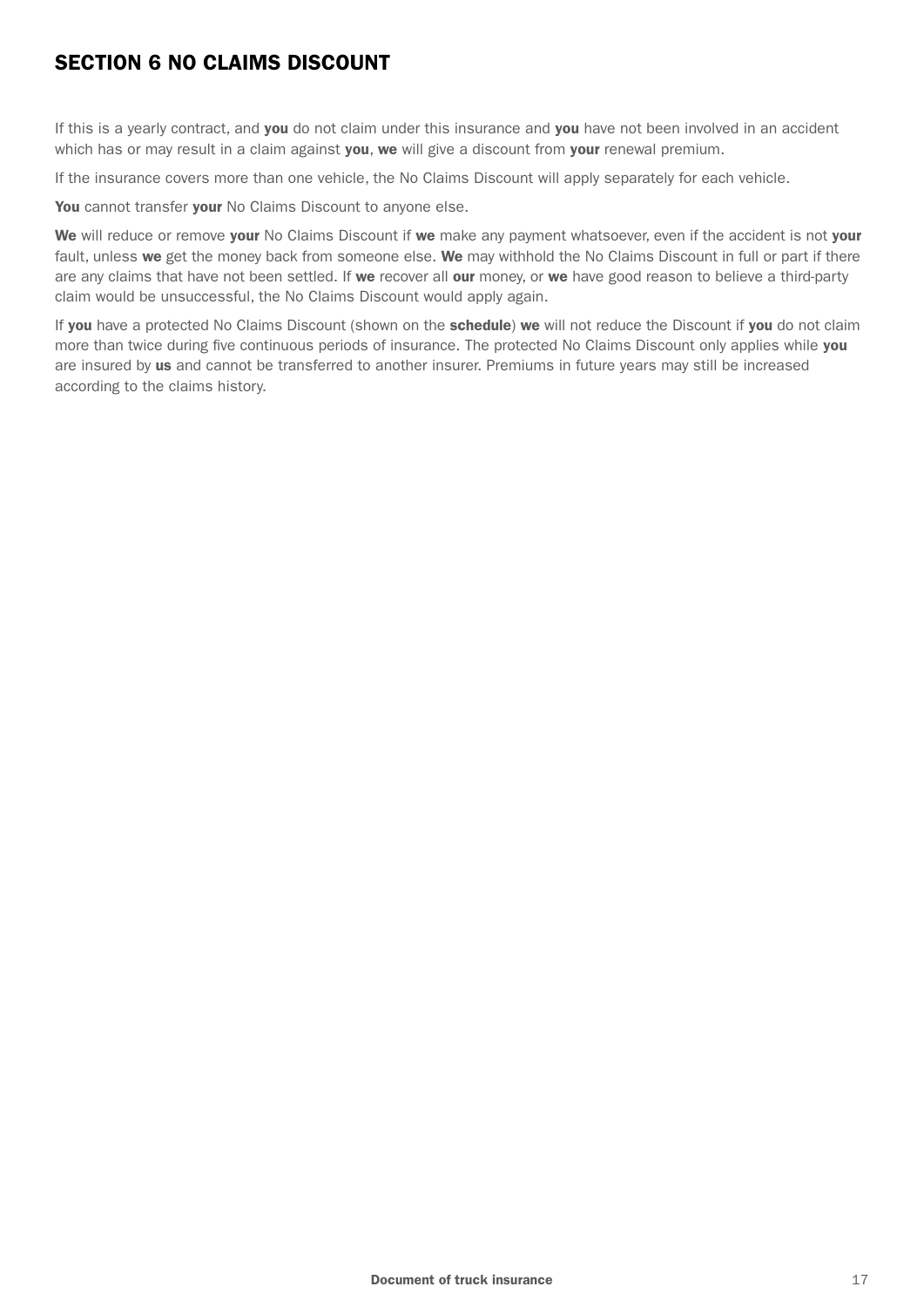## SECTION 6 NO CLAIMS DISCOUNT

If this is a yearly contract, and **you** do not claim under this insurance and **you** have not been involved in an accident which has or may result in a claim against **you**, **we** will give a discount from **your** renewal premium.

If the insurance covers more than one vehicle, the No Claims Discount will apply separately for each vehicle.

**You** cannot transfer **your** No Claims Discount to anyone else.

**We** will reduce or remove **your** No Claims Discount if **we** make any payment whatsoever, even if the accident is not **your** fault, unless **we** get the money back from someone else. **We** may withhold the No Claims Discount in full or part if there are any claims that have not been settled. If **we** recover all **our** money, or **we** have good reason to believe a third-party claim would be unsuccessful, the No Claims Discount would apply again.

If **you** have a protected No Claims Discount (shown on the **schedule**) **we** will not reduce the Discount if **you** do not claim more than twice during five continuous periods of insurance. The protected No Claims Discount only applies while **you** are insured by **us** and cannot be transferred to another insurer. Premiums in future years may still be increased according to the claims history.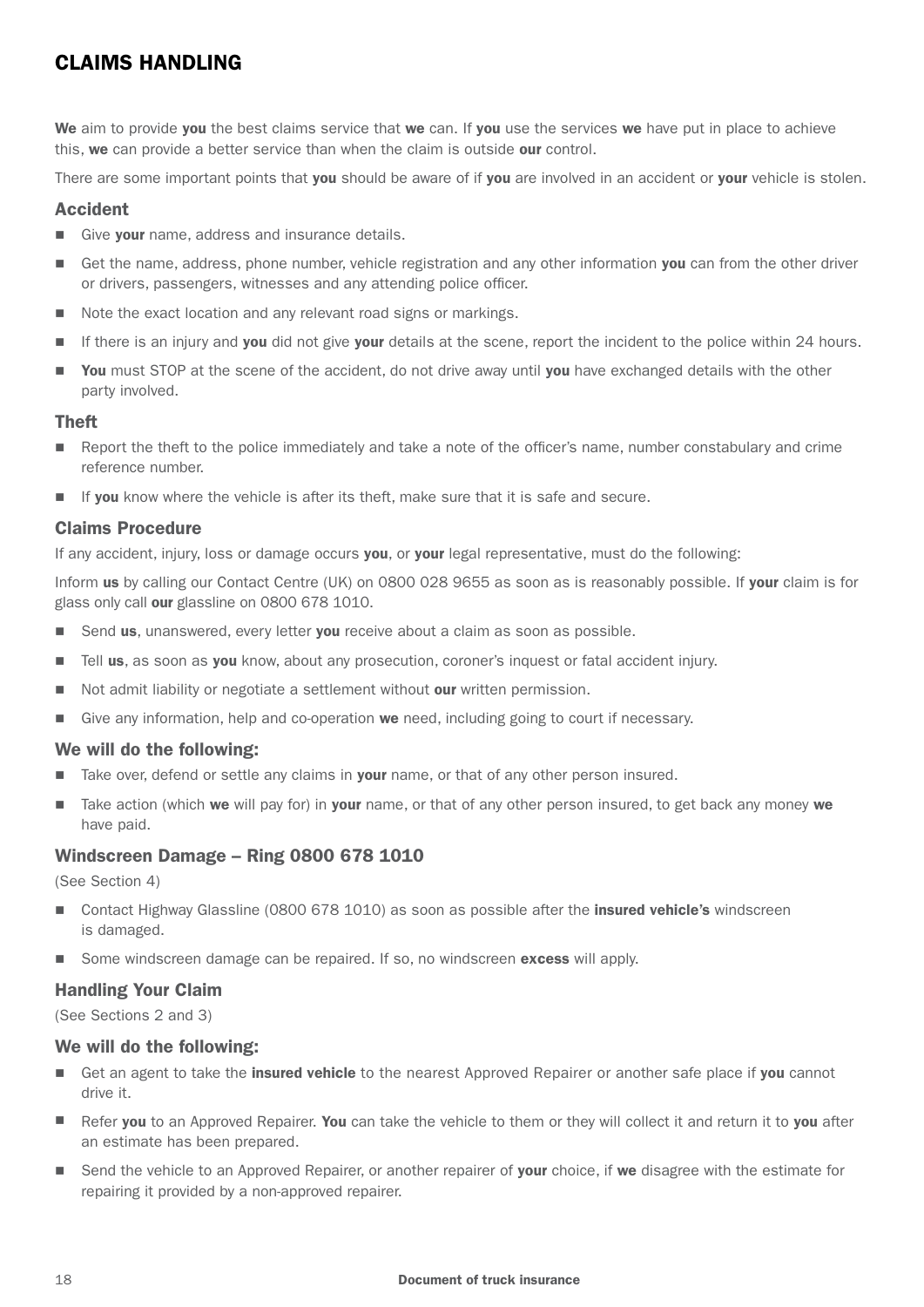# CLAIMS HANDLING

**We** aim to provide **you** the best claims service that **we** can. If **you** use the services **we** have put in place to achieve this, **we** can provide a better service than when the claim is outside **our** control.

There are some important points that **you** should be aware of if **you** are involved in an accident or **your** vehicle is stolen.

### Accident

- Give **your** name, address and insurance details.
- Get the name, address, phone number, vehicle registration and any other information **you** can from the other driver or drivers, passengers, witnesses and any attending police officer.
- Note the exact location and any relevant road signs or markings.
- If there is an injury and **you** did not give **your** details at the scene, report the incident to the police within 24 hours.
- **You** must STOP at the scene of the accident, do not drive away until **you** have exchanged details with the other party involved.

### Theft

- Report the theft to the police immediately and take a note of the officer's name, number constabulary and crime reference number.
- If **you** know where the vehicle is after its theft, make sure that it is safe and secure.

### Claims Procedure

If any accident, injury, loss or damage occurs **you**, or **your** legal representative, must do the following:

Inform **us** by calling our Contact Centre (UK) on 0800 028 9655 as soon as is reasonably possible. If **your** claim is for glass only call **our** glassline on 0800 678 1010.

- Send **us**, unanswered, every letter **you** receive about a claim as soon as possible.
- Tell **us**, as soon as **you** know, about any prosecution, coroner's inquest or fatal accident injury.
- Not admit liability or negotiate a settlement without **our** written permission.
- Give any information, help and co-operation **we** need, including going to court if necessary.

### We will do the following:

- Take over, defend or settle any claims in **your** name, or that of any other person insured.
- Take action (which **we** will pay for) in **your** name, or that of any other person insured, to get back any money **we** have paid.

### Windscreen Damage – Ring 0800 678 1010

(See Section 4)

- Contact Highway Glassline (0800 678 1010) as soon as possible after the **insured vehicle's** windscreen is damaged.
- Some windscreen damage can be repaired. If so, no windscreen **excess** will apply.

### Handling Your Claim

(See Sections 2 and 3)

### We will do the following:

- Get an agent to take the **insured vehicle** to the nearest Approved Repairer or another safe place if **you** cannot drive it.
- Refer **you** to an Approved Repairer. **You** can take the vehicle to them or they will collect it and return it to **you** after an estimate has been prepared.
- Send the vehicle to an Approved Repairer, or another repairer of **your** choice, if **we** disagree with the estimate for repairing it provided by a non-approved repairer.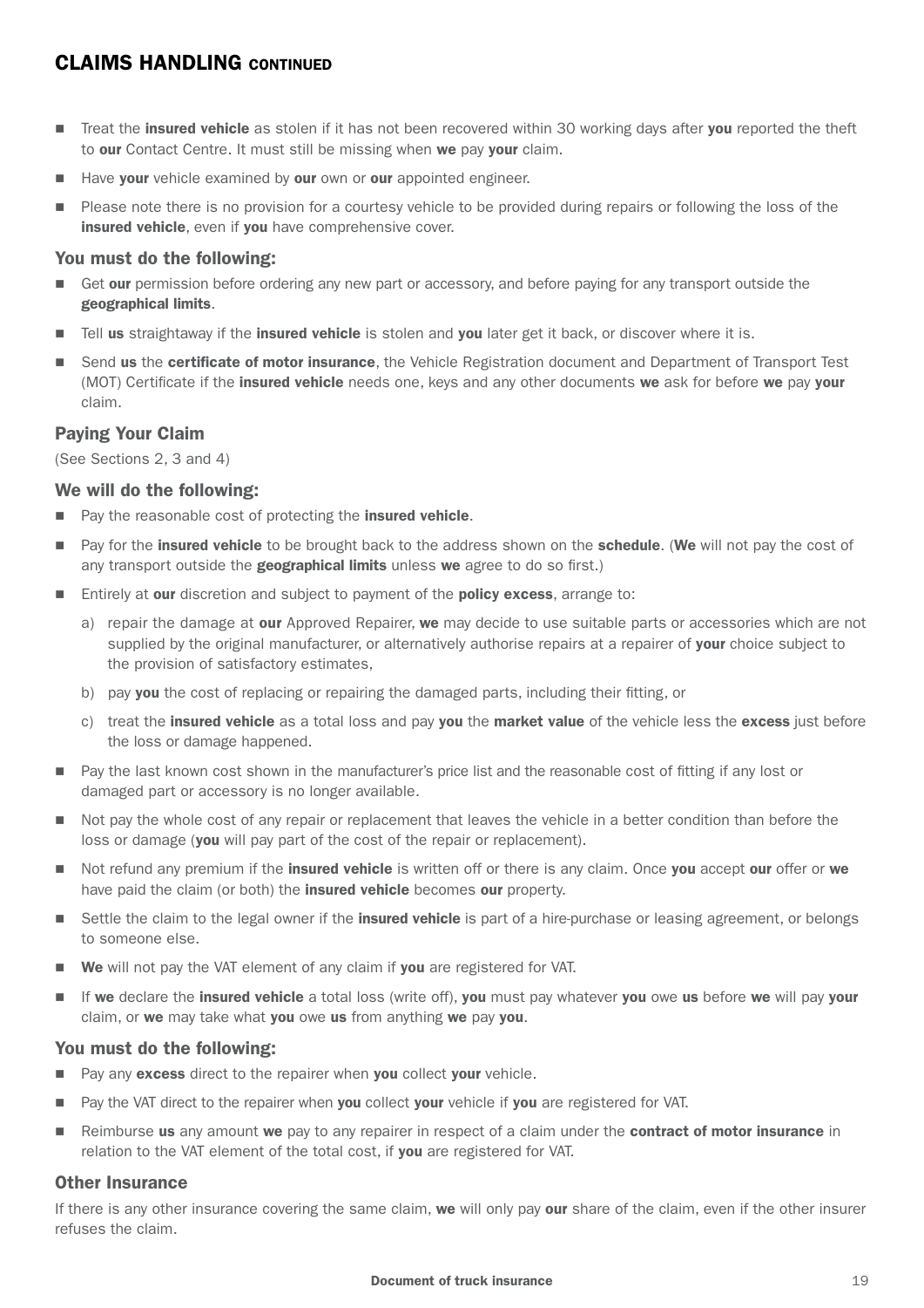## CLAIMS HANDLING CONTINUED

- Treat the **insured vehicle** as stolen if it has not been recovered within 30 working days after **you** reported the theft to **our** Contact Centre. It must still be missing when **we** pay **your** claim.
- Have **your** vehicle examined by **our** own or **our** appointed engineer.
- Please note there is no provision for a courtesy vehicle to be provided during repairs or following the loss of the **insured vehicle**, even if **you** have comprehensive cover.

### You must do the following:

- Get **our** permission before ordering any new part or accessory, and before paying for any transport outside the **geographical limits**.
- Tell **us** straightaway if the **insured vehicle** is stolen and **you** later get it back, or discover where it is.
- Send **us** the **certificate of motor insurance**, the Vehicle Registration document and Department of Transport Test (MOT) Certificate if the **insured vehicle** needs one, keys and any other documents **we** ask for before **we** pay **your** claim.

### Paying Your Claim

(See Sections 2, 3 and 4)

### We will do the following:

- Pay the reasonable cost of protecting the **insured vehicle**.
- Pay for the **insured vehicle** to be brought back to the address shown on the **schedule**. (**We** will not pay the cost of any transport outside the **geographical limits** unless **we** agree to do so first.)
- Entirely at **our** discretion and subject to payment of the **policy excess**, arrange to:
  - a) repair the damage at **our** Approved Repairer, **we** may decide to use suitable parts or accessories which are not supplied by the original manufacturer, or alternatively authorise repairs at a repairer of **your** choice subject to the provision of satisfactory estimates,
  - b) pay **you** the cost of replacing or repairing the damaged parts, including their fitting, or
  - c) treat the **insured vehicle** as a total loss and pay **you** the **market value** of the vehicle less the **excess** just before the loss or damage happened.
- Pay the last known cost shown in the manufacturer's price list and the reasonable cost of fitting if any lost or damaged part or accessory is no longer available.
- Not pay the whole cost of any repair or replacement that leaves the vehicle in a better condition than before the loss or damage (**you** will pay part of the cost of the repair or replacement).
- Not refund any premium if the **insured vehicle** is written off or there is any claim. Once **you** accept **our** offer or **we** have paid the claim (or both) the **insured vehicle** becomes **our** property.
- Settle the claim to the legal owner if the **insured vehicle** is part of a hire-purchase or leasing agreement, or belongs to someone else.
- **We** will not pay the VAT element of any claim if **you** are registered for VAT.
- If **we** declare the **insured vehicle** a total loss (write off), **you** must pay whatever **you** owe **us** before **we** will pay **your** claim, or **we** may take what **you** owe **us** from anything **we** pay **you**.

### You must do the following:

- Pay any **excess** direct to the repairer when **you** collect **your** vehicle.
- Pay the VAT direct to the repairer when **you** collect **your** vehicle if **you** are registered for VAT.
- Reimburse **us** any amount **we** pay to any repairer in respect of a claim under the **contract of motor insurance** in relation to the VAT element of the total cost, if **you** are registered for VAT.

### Other Insurance

If there is any other insurance covering the same claim, **we** will only pay **our** share of the claim, even if the other insurer refuses the claim.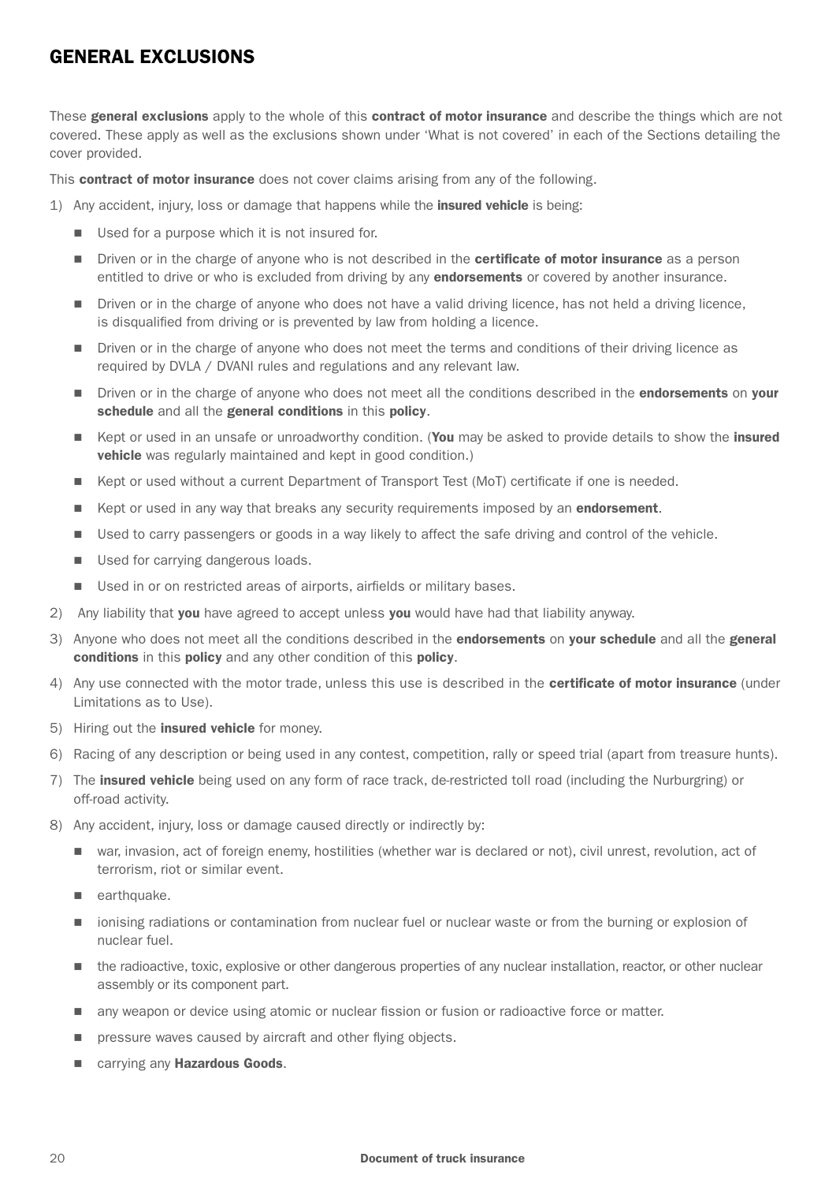## GENERAL EXCLUSIONS

These **general exclusions** apply to the whole of this **contract of motor insurance** and describe the things which are not covered. These apply as well as the exclusions shown under 'What is not covered' in each of the Sections detailing the cover provided.

This **contract of motor insurance** does not cover claims arising from any of the following.

1) Any accident, injury, loss or damage that happens while the **insured vehicle** is being:
   - Used for a purpose which it is not insured for.
   - Driven or in the charge of anyone who is not described in the **certificate of motor insurance** as a person entitled to drive or who is excluded from driving by any **endorsements** or covered by another insurance.
   - Driven or in the charge of anyone who does not have a valid driving licence, has not held a driving licence, is disqualified from driving or is prevented by law from holding a licence.
   - Driven or in the charge of anyone who does not meet the terms and conditions of their driving licence as required by DVLA / DVANI rules and regulations and any relevant law.
   - Driven or in the charge of anyone who does not meet all the conditions described in the **endorsements** on **your schedule** and all the **general conditions** in this **policy**.
   - Kept or used in an unsafe or unroadworthy condition. (**You** may be asked to provide details to show the **insured vehicle** was regularly maintained and kept in good condition.)
   - Kept or used without a current Department of Transport Test (MoT) certificate if one is needed.
   - Kept or used in any way that breaks any security requirements imposed by an **endorsement**.
   - Used to carry passengers or goods in a way likely to affect the safe driving and control of the vehicle.
   - Used for carrying dangerous loads.
   - Used in or on restricted areas of airports, airfields or military bases.
2) Any liability that **you** have agreed to accept unless **you** would have had that liability anyway.
3) Anyone who does not meet all the conditions described in the **endorsements** on **your schedule** and all the **general conditions** in this **policy** and any other condition of this **policy**.
4) Any use connected with the motor trade, unless this use is described in the **certificate of motor insurance** (under Limitations as to Use).
5) Hiring out the **insured vehicle** for money.
6) Racing of any description or being used in any contest, competition, rally or speed trial (apart from treasure hunts).
7) The **insured vehicle** being used on any form of race track, de-restricted toll road (including the Nurburgring) or off-road activity.
8) Any accident, injury, loss or damage caused directly or indirectly by:
   - war, invasion, act of foreign enemy, hostilities (whether war is declared or not), civil unrest, revolution, act of terrorism, riot or similar event.
   - earthquake.
   - ionising radiations or contamination from nuclear fuel or nuclear waste or from the burning or explosion of nuclear fuel.
   - the radioactive, toxic, explosive or other dangerous properties of any nuclear installation, reactor, or other nuclear assembly or its component part.
   - any weapon or device using atomic or nuclear fission or fusion or radioactive force or matter.
   - pressure waves caused by aircraft and other flying objects.
   - carrying any **Hazardous Goods**.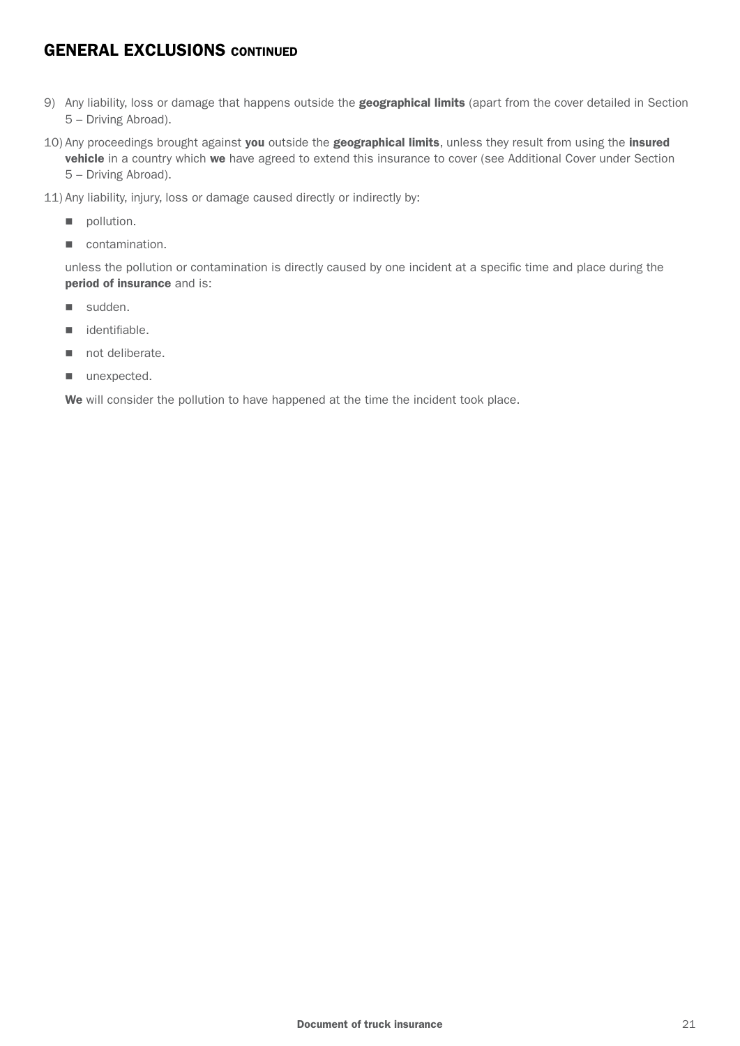## GENERAL EXCLUSIONS CONTINUED

9) Any liability, loss or damage that happens outside the **geographical limits** (apart from the cover detailed in Section 5 – Driving Abroad).

10) Any proceedings brought against **you** outside the **geographical limits**, unless they result from using the **insured vehicle** in a country which **we** have agreed to extend this insurance to cover (see Additional Cover under Section 5 – Driving Abroad).

11) Any liability, injury, loss or damage caused directly or indirectly by:

    - pollution.
    - contamination.

    unless the pollution or contamination is directly caused by one incident at a specific time and place during the **period of insurance** and is:

    - sudden.
    - identifiable.
    - not deliberate.
    - unexpected.

    **We** will consider the pollution to have happened at the time the incident took place.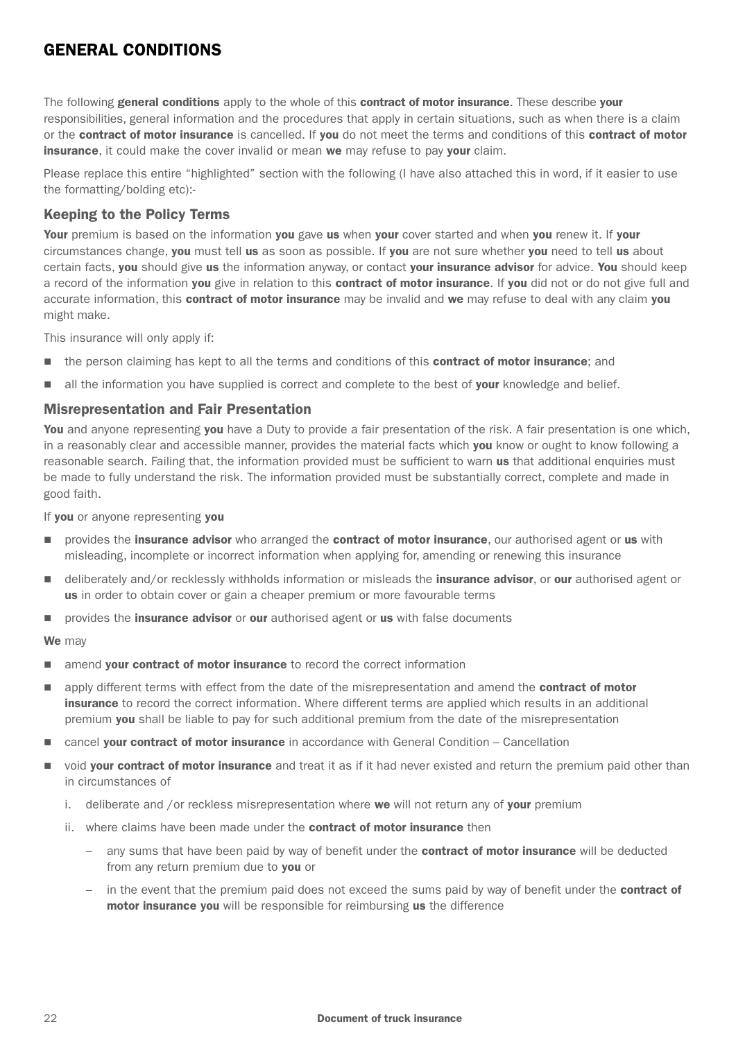# GENERAL CONDITIONS

The following **general conditions** apply to the whole of this **contract of motor insurance**. These describe **your** responsibilities, general information and the procedures that apply in certain situations, such as when there is a claim or the **contract of motor insurance** is cancelled. If **you** do not meet the terms and conditions of this **contract of motor insurance**, it could make the cover invalid or mean **we** may refuse to pay **your** claim.

Please replace this entire "highlighted" section with the following (I have also attached this in word, if it easier to use the formatting/bolding etc):-

## Keeping to the Policy Terms

**Your** premium is based on the information **you** gave **us** when **your** cover started and when **you** renew it. If **your** circumstances change, **you** must tell **us** as soon as possible. If **you** are not sure whether **you** need to tell **us** about certain facts, **you** should give **us** the information anyway, or contact **your insurance advisor** for advice. **You** should keep a record of the information **you** give in relation to this **contract of motor insurance**. If **you** did not or do not give full and accurate information, this **contract of motor insurance** may be invalid and **we** may refuse to deal with any claim **you** might make.

This insurance will only apply if:

- the person claiming has kept to all the terms and conditions of this **contract of motor insurance**; and
- all the information you have supplied is correct and complete to the best of **your** knowledge and belief.

## Misrepresentation and Fair Presentation

**You** and anyone representing **you** have a Duty to provide a fair presentation of the risk. A fair presentation is one which, in a reasonably clear and accessible manner, provides the material facts which **you** know or ought to know following a reasonable search. Failing that, the information provided must be sufficient to warn **us** that additional enquiries must be made to fully understand the risk. The information provided must be substantially correct, complete and made in good faith.

If **you** or anyone representing **you**

- provides the **insurance advisor** who arranged the **contract of motor insurance**, our authorised agent or **us** with misleading, incomplete or incorrect information when applying for, amending or renewing this insurance
- deliberately and/or recklessly withholds information or misleads the **insurance advisor**, or **our** authorised agent or **us** in order to obtain cover or gain a cheaper premium or more favourable terms
- provides the **insurance advisor** or **our** authorised agent or **us** with false documents

**We** may

- amend **your contract of motor insurance** to record the correct information
- apply different terms with effect from the date of the misrepresentation and amend the **contract of motor insurance** to record the correct information. Where different terms are applied which results in an additional premium **you** shall be liable to pay for such additional premium from the date of the misrepresentation
- cancel **your contract of motor insurance** in accordance with General Condition – Cancellation
- void **your contract of motor insurance** and treat it as if it had never existed and return the premium paid other than in circumstances of
  i. deliberate and /or reckless misrepresentation where **we** will not return any of **your** premium
  ii. where claims have been made under the **contract of motor insurance** then
    - any sums that have been paid by way of benefit under the **contract of motor insurance** will be deducted from any return premium due to **you** or
    - in the event that the premium paid does not exceed the sums paid by way of benefit under the **contract of motor insurance you** will be responsible for reimbursing **us** the difference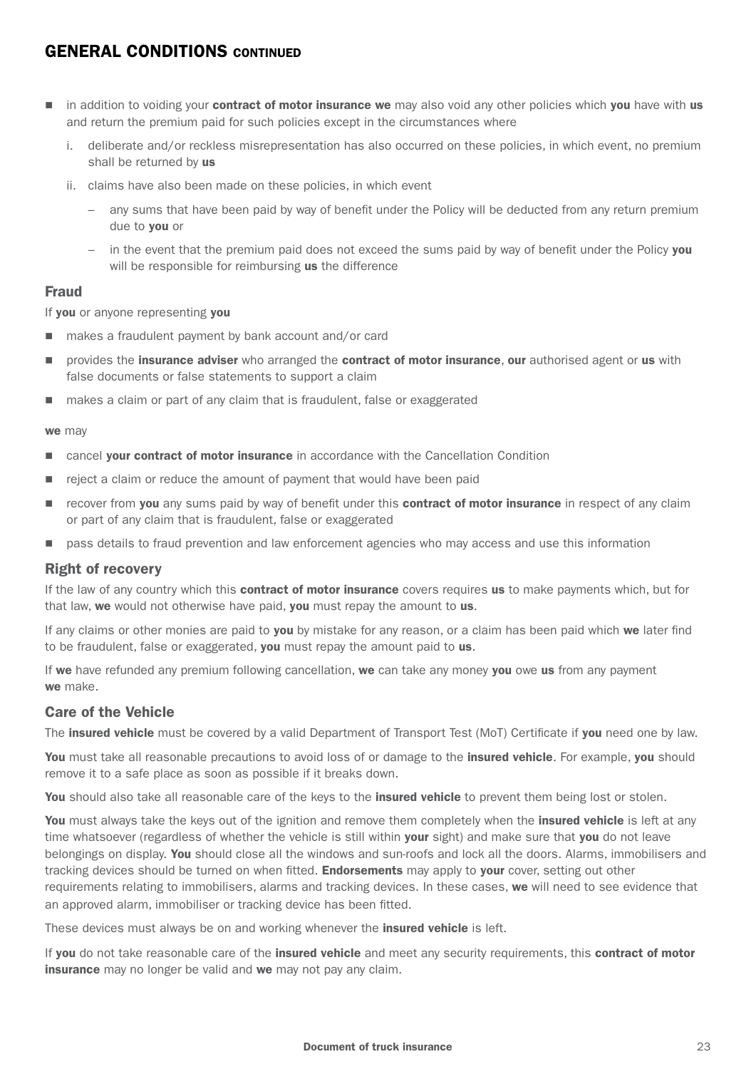## GENERAL CONDITIONS CONTINUED

- in addition to voiding your **contract of motor insurance** **we** may also void any other policies which **you** have with **us** and return the premium paid for such policies except in the circumstances where
  - i. deliberate and/or reckless misrepresentation has also occurred on these policies, in which event, no premium shall be returned by **us**
  - ii. claims have also been made on these policies, in which event
    - – any sums that have been paid by way of benefit under the Policy will be deducted from any return premium due to **you** or
    - – in the event that the premium paid does not exceed the sums paid by way of benefit under the Policy **you** will be responsible for reimbursing **us** the difference

### Fraud

If **you** or anyone representing **you**

- makes a fraudulent payment by bank account and/or card
- provides the **insurance adviser** who arranged the **contract of motor insurance**, **our** authorised agent or **us** with false documents or false statements to support a claim
- makes a claim or part of any claim that is fraudulent, false or exaggerated

**we** may

- cancel **your contract of motor insurance** in accordance with the Cancellation Condition
- reject a claim or reduce the amount of payment that would have been paid
- recover from **you** any sums paid by way of benefit under this **contract of motor insurance** in respect of any claim or part of any claim that is fraudulent, false or exaggerated
- pass details to fraud prevention and law enforcement agencies who may access and use this information

### Right of recovery

If the law of any country which this **contract of motor insurance** covers requires **us** to make payments which, but for that law, **we** would not otherwise have paid, **you** must repay the amount to **us**.

If any claims or other monies are paid to **you** by mistake for any reason, or a claim has been paid which **we** later find to be fraudulent, false or exaggerated, **you** must repay the amount paid to **us**.

If **we** have refunded any premium following cancellation, **we** can take any money **you** owe **us** from any payment **we** make.

### Care of the Vehicle

The **insured vehicle** must be covered by a valid Department of Transport Test (MoT) Certificate if **you** need one by law.

**You** must take all reasonable precautions to avoid loss of or damage to the **insured vehicle**. For example, **you** should remove it to a safe place as soon as possible if it breaks down.

**You** should also take all reasonable care of the keys to the **insured vehicle** to prevent them being lost or stolen.

**You** must always take the keys out of the ignition and remove them completely when the **insured vehicle** is left at any time whatsoever (regardless of whether the vehicle is still within **your** sight) and make sure that **you** do not leave belongings on display. **You** should close all the windows and sun-roofs and lock all the doors. Alarms, immobilisers and tracking devices should be turned on when fitted. **Endorsements** may apply to **your** cover, setting out other requirements relating to immobilisers, alarms and tracking devices. In these cases, **we** will need to see evidence that an approved alarm, immobiliser or tracking device has been fitted.

These devices must always be on and working whenever the **insured vehicle** is left.

If **you** do not take reasonable care of the **insured vehicle** and meet any security requirements, this **contract of motor insurance** may no longer be valid and **we** may not pay any claim.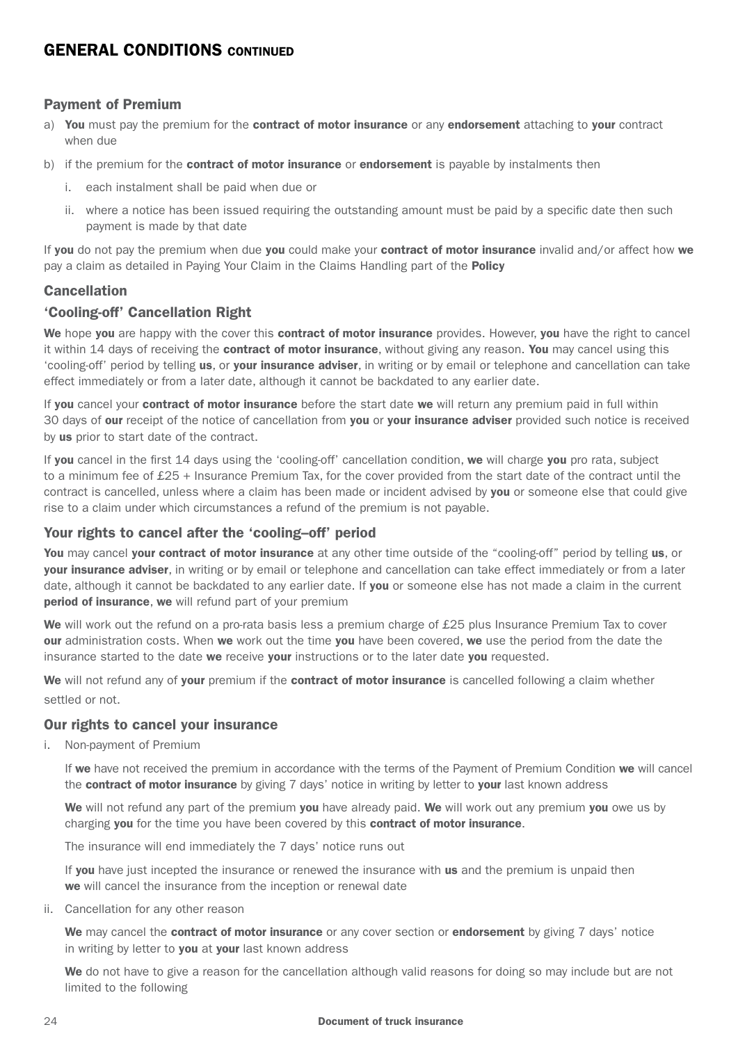# GENERAL CONDITIONS CONTINUED

## Payment of Premium

a) **You** must pay the premium for the **contract of motor insurance** or any **endorsement** attaching to **your** contract when due

b) if the premium for the **contract of motor insurance** or **endorsement** is payable by instalments then

   i. each instalment shall be paid when due or

   ii. where a notice has been issued requiring the outstanding amount must be paid by a specific date then such payment is made by that date

If **you** do not pay the premium when due **you** could make your **contract of motor insurance** invalid and/or affect how **we** pay a claim as detailed in Paying Your Claim in the Claims Handling part of the **Policy**

## Cancellation

### 'Cooling-off' Cancellation Right

**We** hope **you** are happy with the cover this **contract of motor insurance** provides. However, **you** have the right to cancel it within 14 days of receiving the **contract of motor insurance**, without giving any reason. **You** may cancel using this 'cooling-off' period by telling **us**, or **your insurance adviser**, in writing or by email or telephone and cancellation can take effect immediately or from a later date, although it cannot be backdated to any earlier date.

If **you** cancel your **contract of motor insurance** before the start date **we** will return any premium paid in full within 30 days of **our** receipt of the notice of cancellation from **you** or **your insurance adviser** provided such notice is received by **us** prior to start date of the contract.

If **you** cancel in the first 14 days using the 'cooling-off' cancellation condition, **we** will charge **you** pro rata, subject to a minimum fee of £25 + Insurance Premium Tax, for the cover provided from the start date of the contract until the contract is cancelled, unless where a claim has been made or incident advised by **you** or someone else that could give rise to a claim under which circumstances a refund of the premium is not payable.

### Your rights to cancel after the 'cooling–off' period

**You** may cancel **your contract of motor insurance** at any other time outside of the "cooling-off" period by telling **us**, or **your insurance adviser**, in writing or by email or telephone and cancellation can take effect immediately or from a later date, although it cannot be backdated to any earlier date. If **you** or someone else has not made a claim in the current **period of insurance**, **we** will refund part of your premium

**We** will work out the refund on a pro-rata basis less a premium charge of £25 plus Insurance Premium Tax to cover **our** administration costs. When **we** work out the time **you** have been covered, **we** use the period from the date the insurance started to the date **we** receive **your** instructions or to the later date **you** requested.

**We** will not refund any of **your** premium if the **contract of motor insurance** is cancelled following a claim whether settled or not.

### Our rights to cancel your insurance

i. Non-payment of Premium

   If **we** have not received the premium in accordance with the terms of the Payment of Premium Condition **we** will cancel the **contract of motor insurance** by giving 7 days' notice in writing by letter to **your** last known address

   **We** will not refund any part of the premium **you** have already paid. **We** will work out any premium **you** owe us by charging **you** for the time you have been covered by this **contract of motor insurance**.

   The insurance will end immediately the 7 days' notice runs out

   If **you** have just incepted the insurance or renewed the insurance with **us** and the premium is unpaid then **we** will cancel the insurance from the inception or renewal date

ii. Cancellation for any other reason

   **We** may cancel the **contract of motor insurance** or any cover section or **endorsement** by giving 7 days' notice in writing by letter to **you** at **your** last known address

   **We** do not have to give a reason for the cancellation although valid reasons for doing so may include but are not limited to the following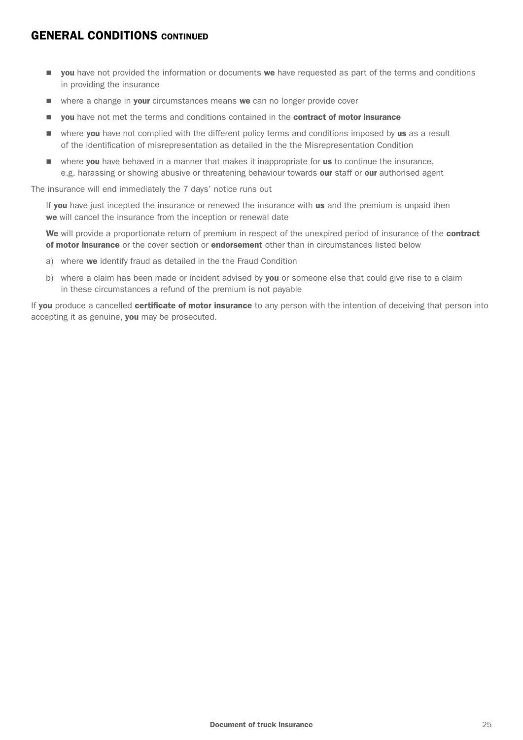## GENERAL CONDITIONS CONTINUED

- **you** have not provided the information or documents **we** have requested as part of the terms and conditions in providing the insurance
- where a change in **your** circumstances means **we** can no longer provide cover
- **you** have not met the terms and conditions contained in the **contract of motor insurance**
- where **you** have not complied with the different policy terms and conditions imposed by **us** as a result of the identification of misrepresentation as detailed in the the Misrepresentation Condition
- where **you** have behaved in a manner that makes it inappropriate for **us** to continue the insurance, e.g. harassing or showing abusive or threatening behaviour towards **our** staff or **our** authorised agent

The insurance will end immediately the 7 days' notice runs out

If **you** have just incepted the insurance or renewed the insurance with **us** and the premium is unpaid then **we** will cancel the insurance from the inception or renewal date

**We** will provide a proportionate return of premium in respect of the unexpired period of insurance of the **contract of motor insurance** or the cover section or **endorsement** other than in circumstances listed below

a) where **we** identify fraud as detailed in the the Fraud Condition

b) where a claim has been made or incident advised by **you** or someone else that could give rise to a claim in these circumstances a refund of the premium is not payable

If **you** produce a cancelled **certificate of motor insurance** to any person with the intention of deceiving that person into accepting it as genuine, **you** may be prosecuted.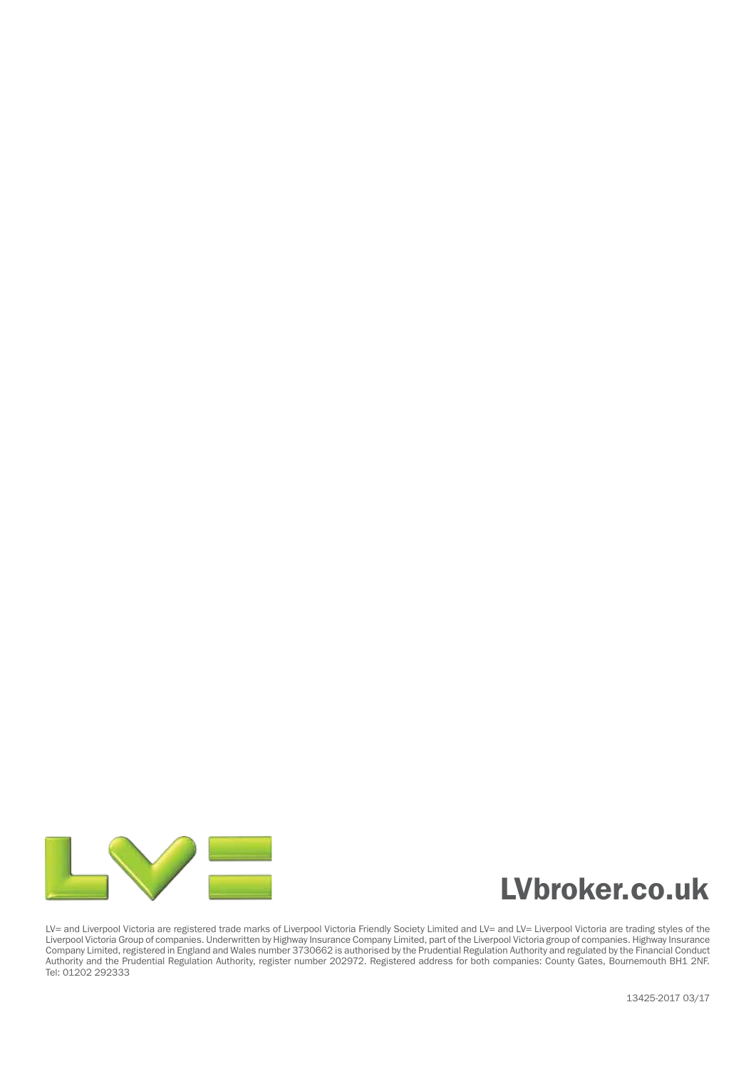LV=

**LVbroker.co.uk**

LV= and Liverpool Victoria are registered trade marks of Liverpool Victoria Friendly Society Limited and LV= and LV= Liverpool Victoria are trading styles of the Liverpool Victoria Group of companies. Underwritten by Highway Insurance Company Limited, part of the Liverpool Victoria group of companies. Highway Insurance Company Limited, registered in England and Wales number 3730662 is authorised by the Prudential Regulation Authority and regulated by the Financial Conduct Authority and the Prudential Regulation Authority, register number 202972. Registered address for both companies: County Gates, Bournemouth BH1 2NF. Tel: 01202 292333

13425-2017 03/17